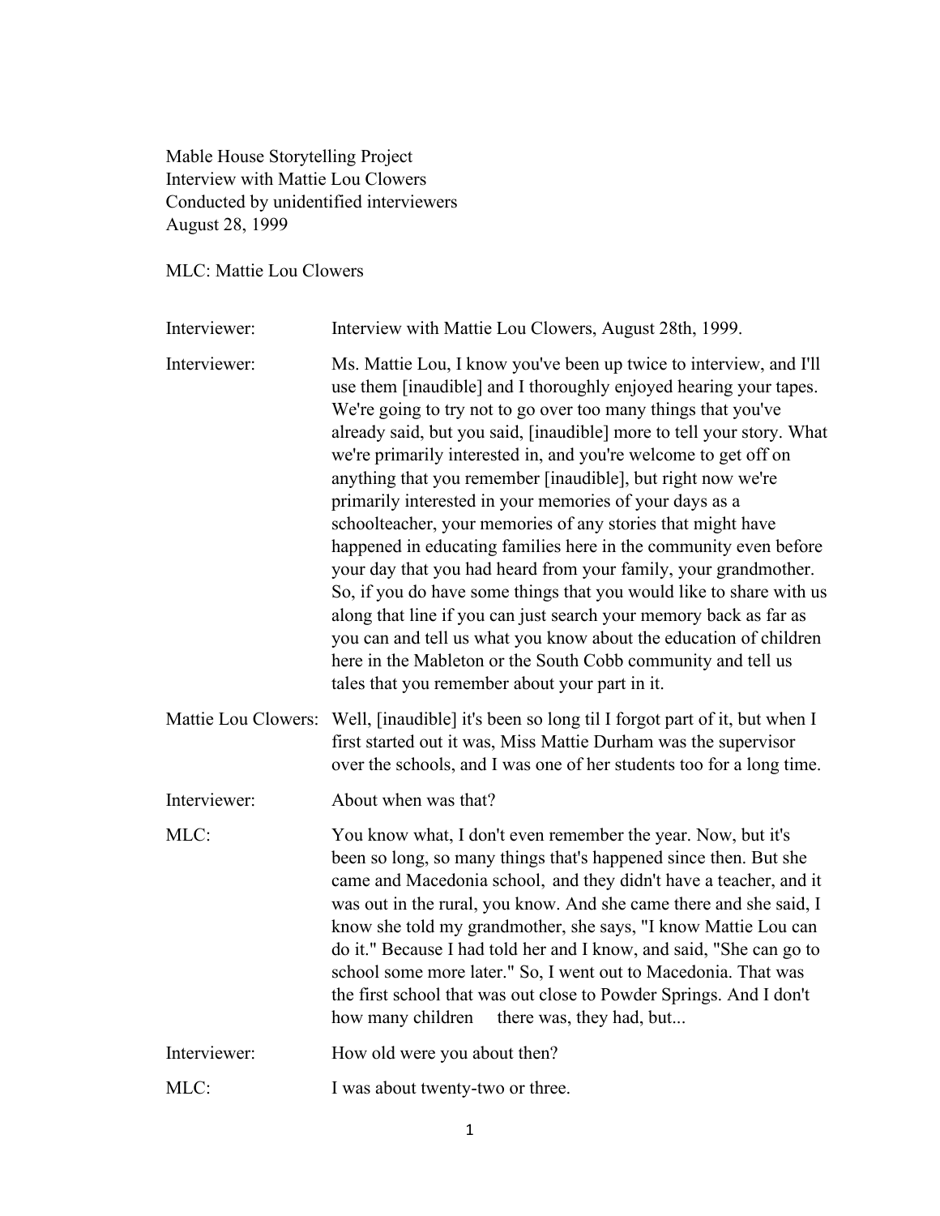Mable House Storytelling Project
Interview with Mattie Lou Clowers
Conducted by unidentified interviewers
August 28, 1999

MLC: Mattie Lou Clowers

Interviewer: Interview with Mattie Lou Clowers, August 28th, 1999.

Interviewer: Ms. Mattie Lou, I know you've been up twice to interview, and I'll use them [inaudible] and I thoroughly enjoyed hearing your tapes. We're going to try not to go over too many things that you've already said, but you said, [inaudible] more to tell your story. What we're primarily interested in, and you're welcome to get off on anything that you remember [inaudible], but right now we're primarily interested in your memories of your days as a schoolteacher, your memories of any stories that might have happened in educating families here in the community even before your day that you had heard from your family, your grandmother. So, if you do have some things that you would like to share with us along that line if you can just search your memory back as far as you can and tell us what you know about the education of children here in the Mableton or the South Cobb community and tell us tales that you remember about your part in it.

Mattie Lou Clowers: Well, [inaudible] it's been so long til I forgot part of it, but when I first started out it was, Miss Mattie Durham was the supervisor over the schools, and I was one of her students too for a long time.

Interviewer: About when was that?

MLC: You know what, I don't even remember the year. Now, but it's been so long, so many things that's happened since then. But she came and Macedonia school, and they didn't have a teacher, and it was out in the rural, you know. And she came there and she said, I know she told my grandmother, she says, "I know Mattie Lou can do it." Because I had told her and I know, and said, "She can go to school some more later." So, I went out to Macedonia. That was the first school that was out close to Powder Springs. And I don't how many children there was, they had, but...

Interviewer: How old were you about then?

MLC: I was about twenty-two or three.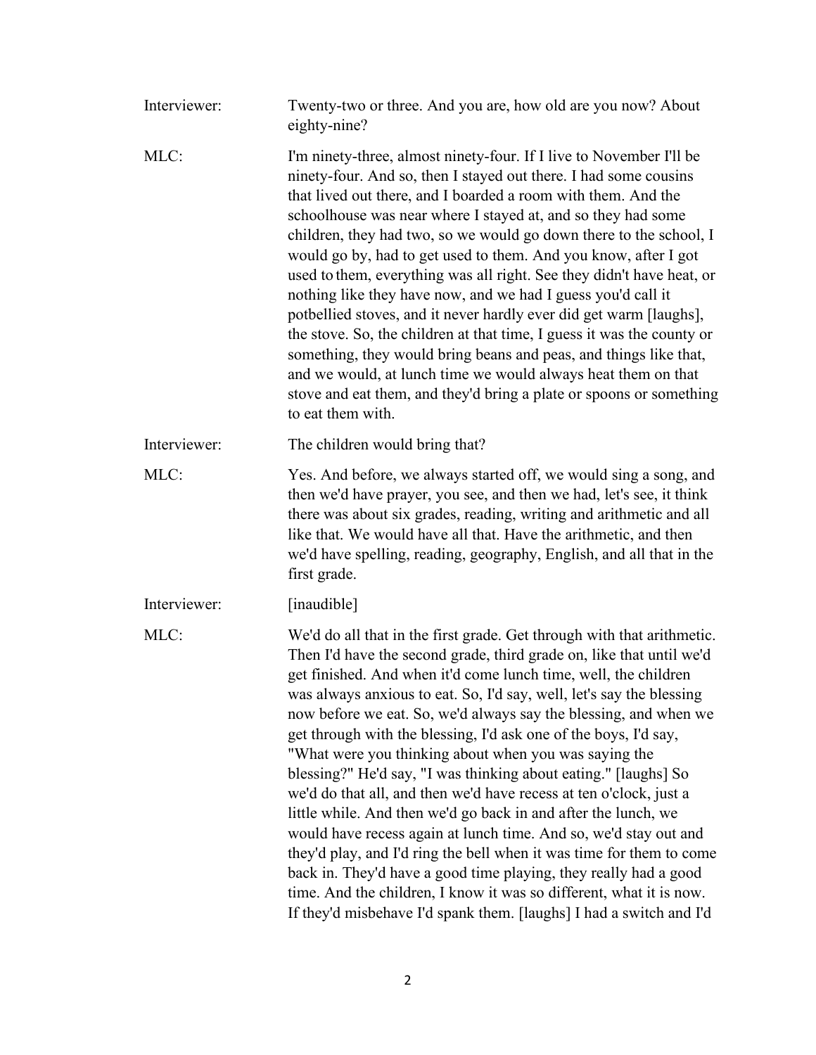Interviewer: Twenty-two or three. And you are, how old are you now? About eighty-nine?

MLC: I'm ninety-three, almost ninety-four. If I live to November I'll be ninety-four. And so, then I stayed out there. I had some cousins that lived out there, and I boarded a room with them. And the schoolhouse was near where I stayed at, and so they had some children, they had two, so we would go down there to the school, I would go by, had to get used to them. And you know, after I got used to them, everything was all right. See they didn't have heat, or nothing like they have now, and we had I guess you'd call it potbellied stoves, and it never hardly ever did get warm [laughs], the stove. So, the children at that time, I guess it was the county or something, they would bring beans and peas, and things like that, and we would, at lunch time we would always heat them on that stove and eat them, and they'd bring a plate or spoons or something to eat them with.

Interviewer: The children would bring that?

MLC: Yes. And before, we always started off, we would sing a song, and then we'd have prayer, you see, and then we had, let's see, it think there was about six grades, reading, writing and arithmetic and all like that. We would have all that. Have the arithmetic, and then we'd have spelling, reading, geography, English, and all that in the first grade.

Interviewer: [inaudible]

MLC: We'd do all that in the first grade. Get through with that arithmetic. Then I'd have the second grade, third grade on, like that until we'd get finished. And when it'd come lunch time, well, the children was always anxious to eat. So, I'd say, well, let's say the blessing now before we eat. So, we'd always say the blessing, and when we get through with the blessing, I'd ask one of the boys, I'd say, "What were you thinking about when you was saying the blessing?" He'd say, "I was thinking about eating." [laughs] So we'd do that all, and then we'd have recess at ten o'clock, just a little while. And then we'd go back in and after the lunch, we would have recess again at lunch time. And so, we'd stay out and they'd play, and I'd ring the bell when it was time for them to come back in. They'd have a good time playing, they really had a good time. And the children, I know it was so different, what it is now. If they'd misbehave I'd spank them. [laughs] I had a switch and I'd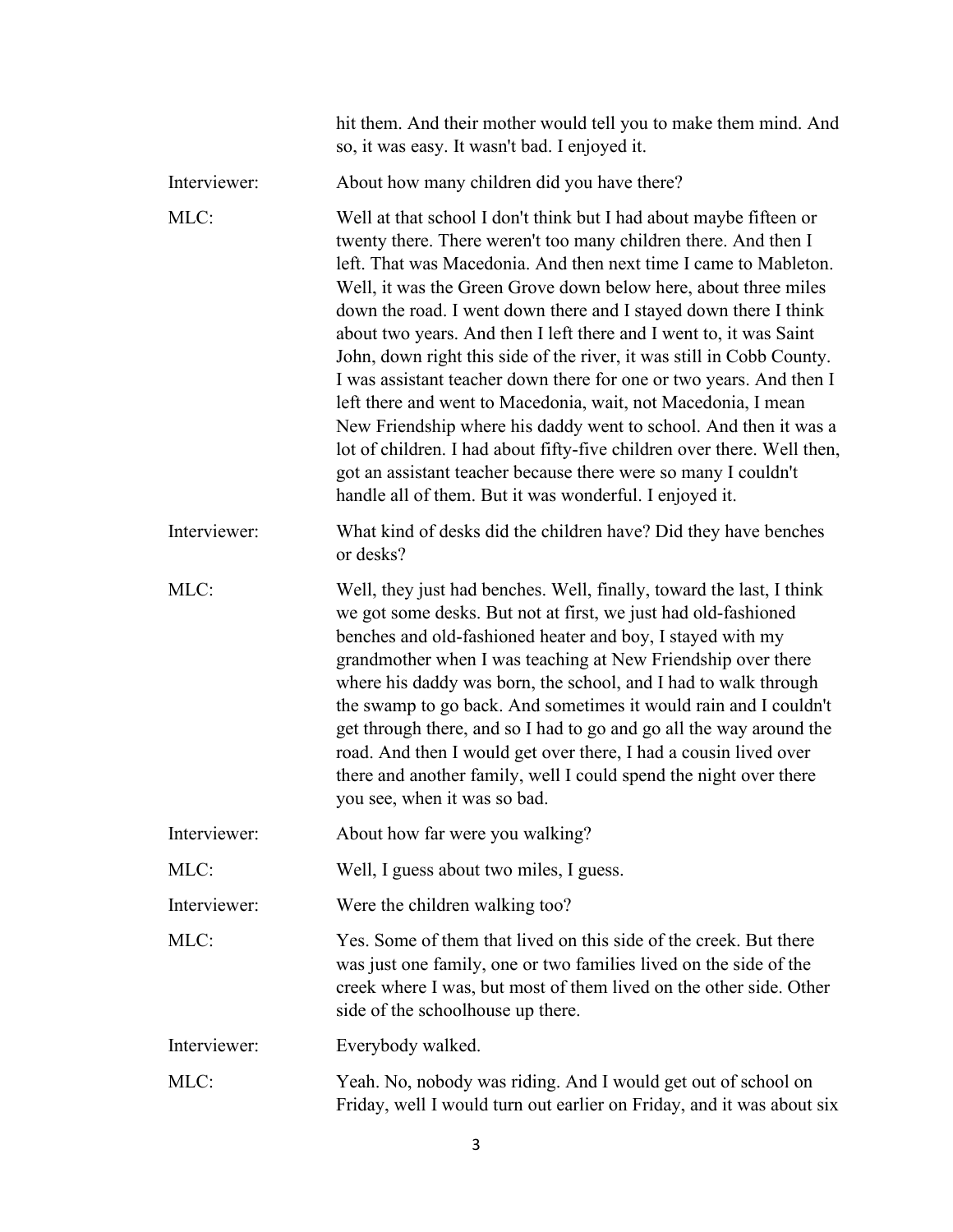hit them. And their mother would tell you to make them mind. And so, it was easy. It wasn't bad. I enjoyed it.

Interviewer: About how many children did you have there?

MLC: Well at that school I don't think but I had about maybe fifteen or twenty there. There weren't too many children there. And then I left. That was Macedonia. And then next time I came to Mableton. Well, it was the Green Grove down below here, about three miles down the road. I went down there and I stayed down there I think about two years. And then I left there and I went to, it was Saint John, down right this side of the river, it was still in Cobb County. I was assistant teacher down there for one or two years. And then I left there and went to Macedonia, wait, not Macedonia, I mean New Friendship where his daddy went to school. And then it was a lot of children. I had about fifty-five children over there. Well then, got an assistant teacher because there were so many I couldn't handle all of them. But it was wonderful. I enjoyed it.

Interviewer: What kind of desks did the children have? Did they have benches or desks?

MLC: Well, they just had benches. Well, finally, toward the last, I think we got some desks. But not at first, we just had old-fashioned benches and old-fashioned heater and boy, I stayed with my grandmother when I was teaching at New Friendship over there where his daddy was born, the school, and I had to walk through the swamp to go back. And sometimes it would rain and I couldn't get through there, and so I had to go and go all the way around the road. And then I would get over there, I had a cousin lived over there and another family, well I could spend the night over there you see, when it was so bad.

Interviewer: About how far were you walking?

MLC: Well, I guess about two miles, I guess.

Interviewer: Were the children walking too?

MLC: Yes. Some of them that lived on this side of the creek. But there was just one family, one or two families lived on the side of the creek where I was, but most of them lived on the other side. Other side of the schoolhouse up there.

Interviewer: Everybody walked.

MLC: Yeah. No, nobody was riding. And I would get out of school on Friday, well I would turn out earlier on Friday, and it was about six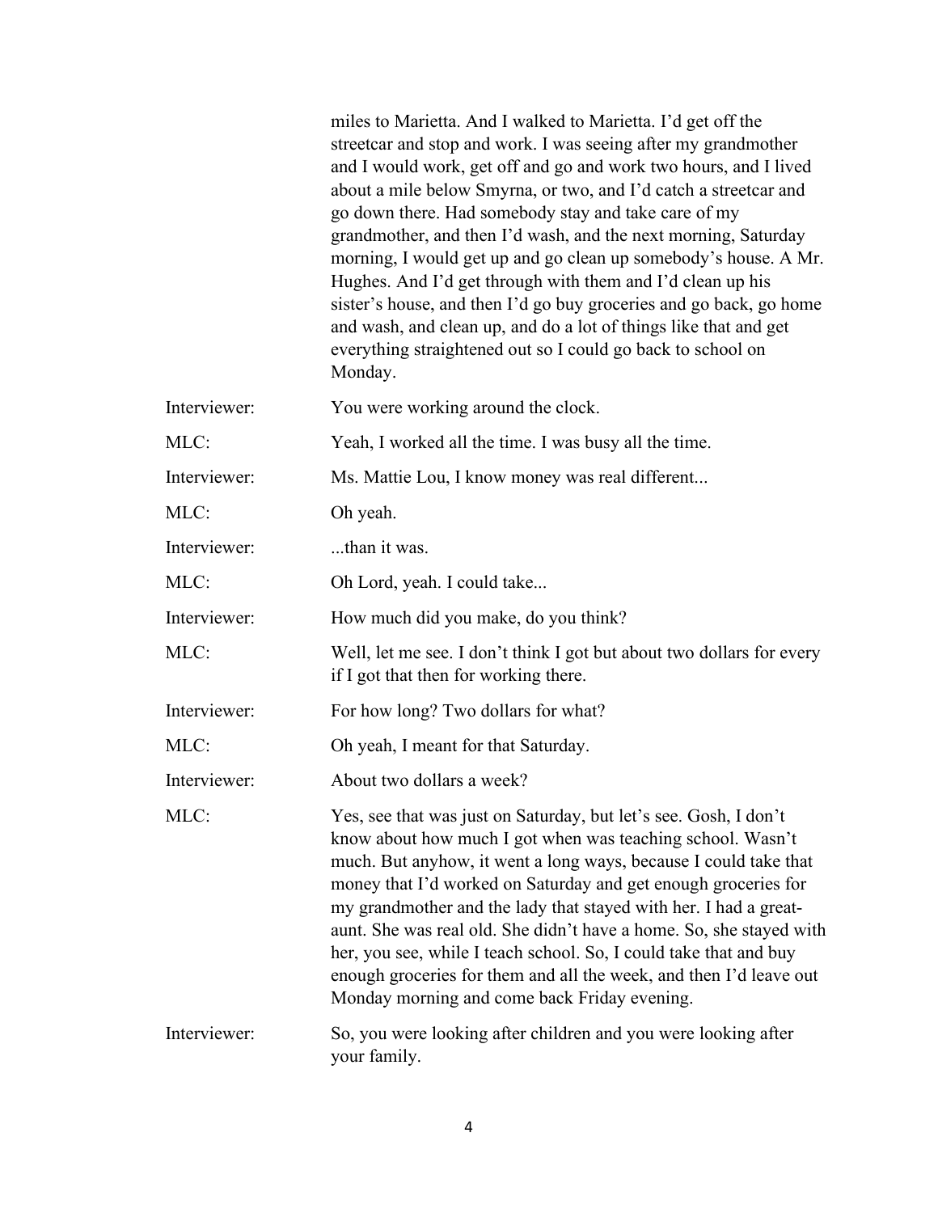miles to Marietta. And I walked to Marietta. I'd get off the streetcar and stop and work. I was seeing after my grandmother and I would work, get off and go and work two hours, and I lived about a mile below Smyrna, or two, and I'd catch a streetcar and go down there. Had somebody stay and take care of my grandmother, and then I'd wash, and the next morning, Saturday morning, I would get up and go clean up somebody's house. A Mr. Hughes. And I'd get through with them and I'd clean up his sister's house, and then I'd go buy groceries and go back, go home and wash, and clean up, and do a lot of things like that and get everything straightened out so I could go back to school on Monday.

Interviewer: You were working around the clock.

MLC: Yeah, I worked all the time. I was busy all the time.

Interviewer: Ms. Mattie Lou, I know money was real different...

MLC: Oh yeah.

Interviewer: ...than it was.

MLC: Oh Lord, yeah. I could take...

Interviewer: How much did you make, do you think?

MLC: Well, let me see. I don't think I got but about two dollars for every if I got that then for working there.

Interviewer: For how long? Two dollars for what?

MLC: Oh yeah, I meant for that Saturday.

Interviewer: About two dollars a week?

MLC: Yes, see that was just on Saturday, but let's see. Gosh, I don't know about how much I got when was teaching school. Wasn't much. But anyhow, it went a long ways, because I could take that money that I'd worked on Saturday and get enough groceries for my grandmother and the lady that stayed with her. I had a great-aunt. She was real old. She didn't have a home. So, she stayed with her, you see, while I teach school. So, I could take that and buy enough groceries for them and all the week, and then I'd leave out Monday morning and come back Friday evening.

Interviewer: So, you were looking after children and you were looking after your family.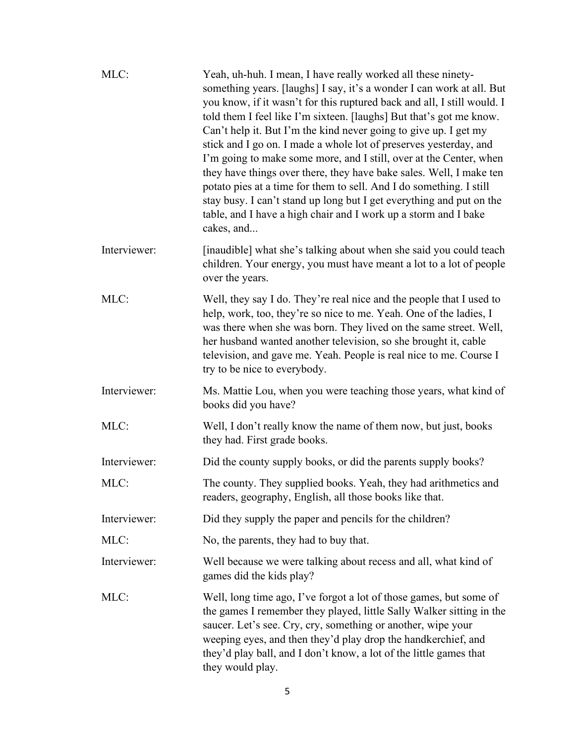MLC: Yeah, uh-huh. I mean, I have really worked all these ninety-something years. [laughs] I say, it's a wonder I can work at all. But you know, if it wasn't for this ruptured back and all, I still would. I told them I feel like I'm sixteen. [laughs] But that's got me know. Can't help it. But I'm the kind never going to give up. I get my stick and I go on. I made a whole lot of preserves yesterday, and I'm going to make some more, and I still, over at the Center, when they have things over there, they have bake sales. Well, I make ten potato pies at a time for them to sell. And I do something. I still stay busy. I can't stand up long but I get everything and put on the table, and I have a high chair and I work up a storm and I bake cakes, and...

Interviewer: [inaudible] what she's talking about when she said you could teach children. Your energy, you must have meant a lot to a lot of people over the years.

MLC: Well, they say I do. They're real nice and the people that I used to help, work, too, they're so nice to me. Yeah. One of the ladies, I was there when she was born. They lived on the same street. Well, her husband wanted another television, so she brought it, cable television, and gave me. Yeah. People is real nice to me. Course I try to be nice to everybody.

Interviewer: Ms. Mattie Lou, when you were teaching those years, what kind of books did you have?

MLC: Well, I don't really know the name of them now, but just, books they had. First grade books.

Interviewer: Did the county supply books, or did the parents supply books?

MLC: The county. They supplied books. Yeah, they had arithmetics and readers, geography, English, all those books like that.

Interviewer: Did they supply the paper and pencils for the children?

MLC: No, the parents, they had to buy that.

Interviewer: Well because we were talking about recess and all, what kind of games did the kids play?

MLC: Well, long time ago, I've forgot a lot of those games, but some of the games I remember they played, little Sally Walker sitting in the saucer. Let's see. Cry, cry, something or another, wipe your weeping eyes, and then they'd play drop the handkerchief, and they'd play ball, and I don't know, a lot of the little games that they would play.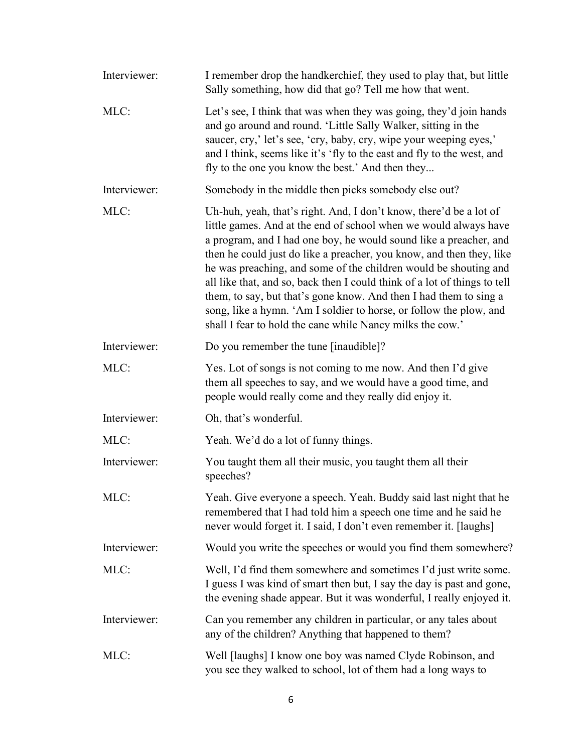Interviewer: I remember drop the handkerchief, they used to play that, but little Sally something, how did that go? Tell me how that went.

MLC: Let's see, I think that was when they was going, they'd join hands and go around and round. 'Little Sally Walker, sitting in the saucer, cry,' let's see, 'cry, baby, cry, wipe your weeping eyes,' and I think, seems like it's 'fly to the east and fly to the west, and fly to the one you know the best.' And then they...

Interviewer: Somebody in the middle then picks somebody else out?

MLC: Uh-huh, yeah, that's right. And, I don't know, there'd be a lot of little games. And at the end of school when we would always have a program, and I had one boy, he would sound like a preacher, and then he could just do like a preacher, you know, and then they, like he was preaching, and some of the children would be shouting and all like that, and so, back then I could think of a lot of things to tell them, to say, but that's gone know. And then I had them to sing a song, like a hymn. 'Am I soldier to horse, or follow the plow, and shall I fear to hold the cane while Nancy milks the cow.'

Interviewer: Do you remember the tune [inaudible]?

MLC: Yes. Lot of songs is not coming to me now. And then I'd give them all speeches to say, and we would have a good time, and people would really come and they really did enjoy it.

Interviewer: Oh, that's wonderful.

MLC: Yeah. We'd do a lot of funny things.

Interviewer: You taught them all their music, you taught them all their speeches?

MLC: Yeah. Give everyone a speech. Yeah. Buddy said last night that he remembered that I had told him a speech one time and he said he never would forget it. I said, I don't even remember it. [laughs]

Interviewer: Would you write the speeches or would you find them somewhere?

MLC: Well, I'd find them somewhere and sometimes I'd just write some. I guess I was kind of smart then but, I say the day is past and gone, the evening shade appear. But it was wonderful, I really enjoyed it.

Interviewer: Can you remember any children in particular, or any tales about any of the children? Anything that happened to them?

MLC: Well [laughs] I know one boy was named Clyde Robinson, and you see they walked to school, lot of them had a long ways to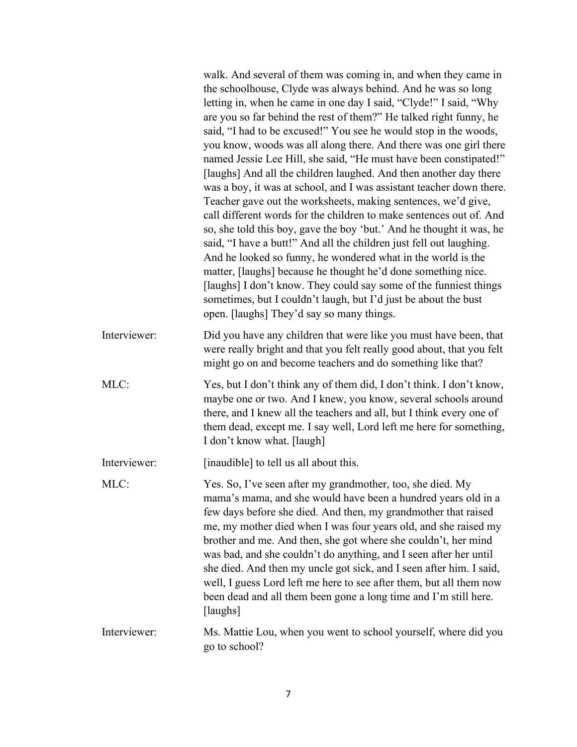walk. And several of them was coming in, and when they came in the schoolhouse, Clyde was always behind. And he was so long letting in, when he came in one day I said, "Clyde!" I said, "Why are you so far behind the rest of them?" He talked right funny, he said, "I had to be excused!" You see he would stop in the woods, you know, woods was all along there. And there was one girl there named Jessie Lee Hill, she said, "He must have been constipated!" [laughs] And all the children laughed. And then another day there was a boy, it was at school, and I was assistant teacher down there. Teacher gave out the worksheets, making sentences, we'd give, call different words for the children to make sentences out of. And so, she told this boy, gave the boy 'but.' And he thought it was, he said, "I have a butt!" And all the children just fell out laughing. And he looked so funny, he wondered what in the world is the matter, [laughs] because he thought he'd done something nice. [laughs] I don't know. They could say some of the funniest things sometimes, but I couldn't laugh, but I'd just be about the bust open. [laughs] They'd say so many things.

Interviewer: Did you have any children that were like you must have been, that were really bright and that you felt really good about, that you felt might go on and become teachers and do something like that?

MLC: Yes, but I don't think any of them did, I don't think. I don't know, maybe one or two. And I knew, you know, several schools around there, and I knew all the teachers and all, but I think every one of them dead, except me. I say well, Lord left me here for something, I don't know what. [laugh]

Interviewer: [inaudible] to tell us all about this.

MLC: Yes. So, I've seen after my grandmother, too, she died. My mama's mama, and she would have been a hundred years old in a few days before she died. And then, my grandmother that raised me, my mother died when I was four years old, and she raised my brother and me. And then, she got where she couldn't, her mind was bad, and she couldn't do anything, and I seen after her until she died. And then my uncle got sick, and I seen after him. I said, well, I guess Lord left me here to see after them, but all them now been dead and all them been gone a long time and I'm still here. [laughs]

Interviewer: Ms. Mattie Lou, when you went to school yourself, where did you go to school?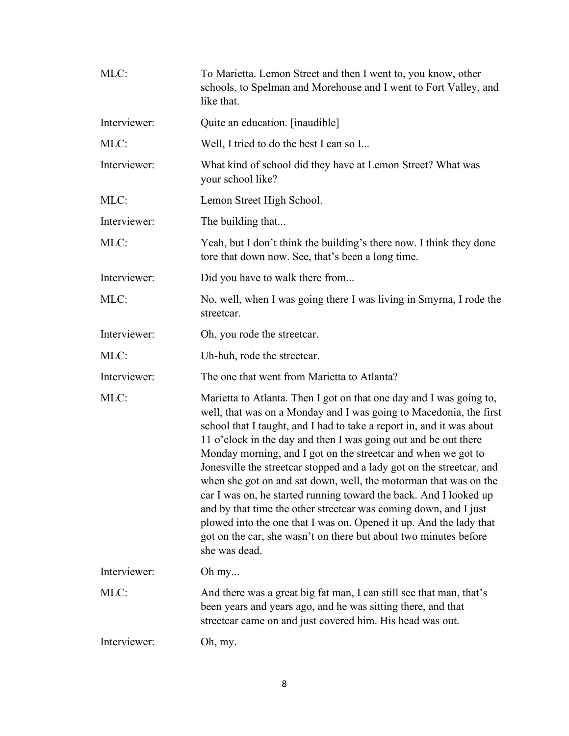MLC: To Marietta. Lemon Street and then I went to, you know, other schools, to Spelman and Morehouse and I went to Fort Valley, and like that.

Interviewer: Quite an education. [inaudible]

MLC: Well, I tried to do the best I can so I...

Interviewer: What kind of school did they have at Lemon Street? What was your school like?

MLC: Lemon Street High School.

Interviewer: The building that...

MLC: Yeah, but I don't think the building's there now. I think they done tore that down now. See, that's been a long time.

Interviewer: Did you have to walk there from...

MLC: No, well, when I was going there I was living in Smyrna, I rode the streetcar.

Interviewer: Oh, you rode the streetcar.

MLC: Uh-huh, rode the streetcar.

Interviewer: The one that went from Marietta to Atlanta?

MLC: Marietta to Atlanta. Then I got on that one day and I was going to, well, that was on a Monday and I was going to Macedonia, the first school that I taught, and I had to take a report in, and it was about 11 o'clock in the day and then I was going out and be out there Monday morning, and I got on the streetcar and when we got to Jonesville the streetcar stopped and a lady got on the streetcar, and when she got on and sat down, well, the motorman that was on the car I was on, he started running toward the back. And I looked up and by that time the other streetcar was coming down, and I just plowed into the one that I was on. Opened it up. And the lady that got on the car, she wasn't on there but about two minutes before she was dead.

Interviewer: Oh my...

MLC: And there was a great big fat man, I can still see that man, that's been years and years ago, and he was sitting there, and that streetcar came on and just covered him. His head was out.

Interviewer: Oh, my.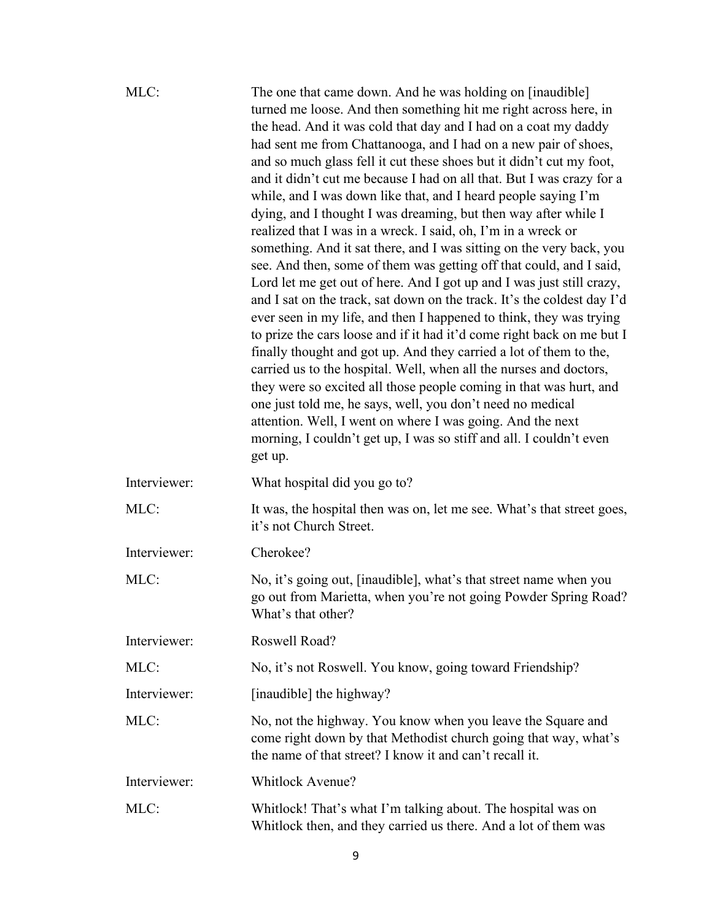MLC: The one that came down. And he was holding on [inaudible] turned me loose. And then something hit me right across here, in the head. And it was cold that day and I had on a coat my daddy had sent me from Chattanooga, and I had on a new pair of shoes, and so much glass fell it cut these shoes but it didn't cut my foot, and it didn't cut me because I had on all that. But I was crazy for a while, and I was down like that, and I heard people saying I'm dying, and I thought I was dreaming, but then way after while I realized that I was in a wreck. I said, oh, I'm in a wreck or something. And it sat there, and I was sitting on the very back, you see. And then, some of them was getting off that could, and I said, Lord let me get out of here. And I got up and I was just still crazy, and I sat on the track, sat down on the track. It's the coldest day I'd ever seen in my life, and then I happened to think, they was trying to prize the cars loose and if it had it'd come right back on me but I finally thought and got up. And they carried a lot of them to the, carried us to the hospital. Well, when all the nurses and doctors, they were so excited all those people coming in that was hurt, and one just told me, he says, well, you don't need no medical attention. Well, I went on where I was going. And the next morning, I couldn't get up, I was so stiff and all. I couldn't even get up.

Interviewer: What hospital did you go to?

MLC: It was, the hospital then was on, let me see. What's that street goes, it's not Church Street.

Interviewer: Cherokee?

MLC: No, it's going out, [inaudible], what's that street name when you go out from Marietta, when you're not going Powder Spring Road? What's that other?

Interviewer: Roswell Road?

MLC: No, it's not Roswell. You know, going toward Friendship?

Interviewer: [inaudible] the highway?

MLC: No, not the highway. You know when you leave the Square and come right down by that Methodist church going that way, what's the name of that street? I know it and can't recall it.

Interviewer: Whitlock Avenue?

MLC: Whitlock! That's what I'm talking about. The hospital was on Whitlock then, and they carried us there. And a lot of them was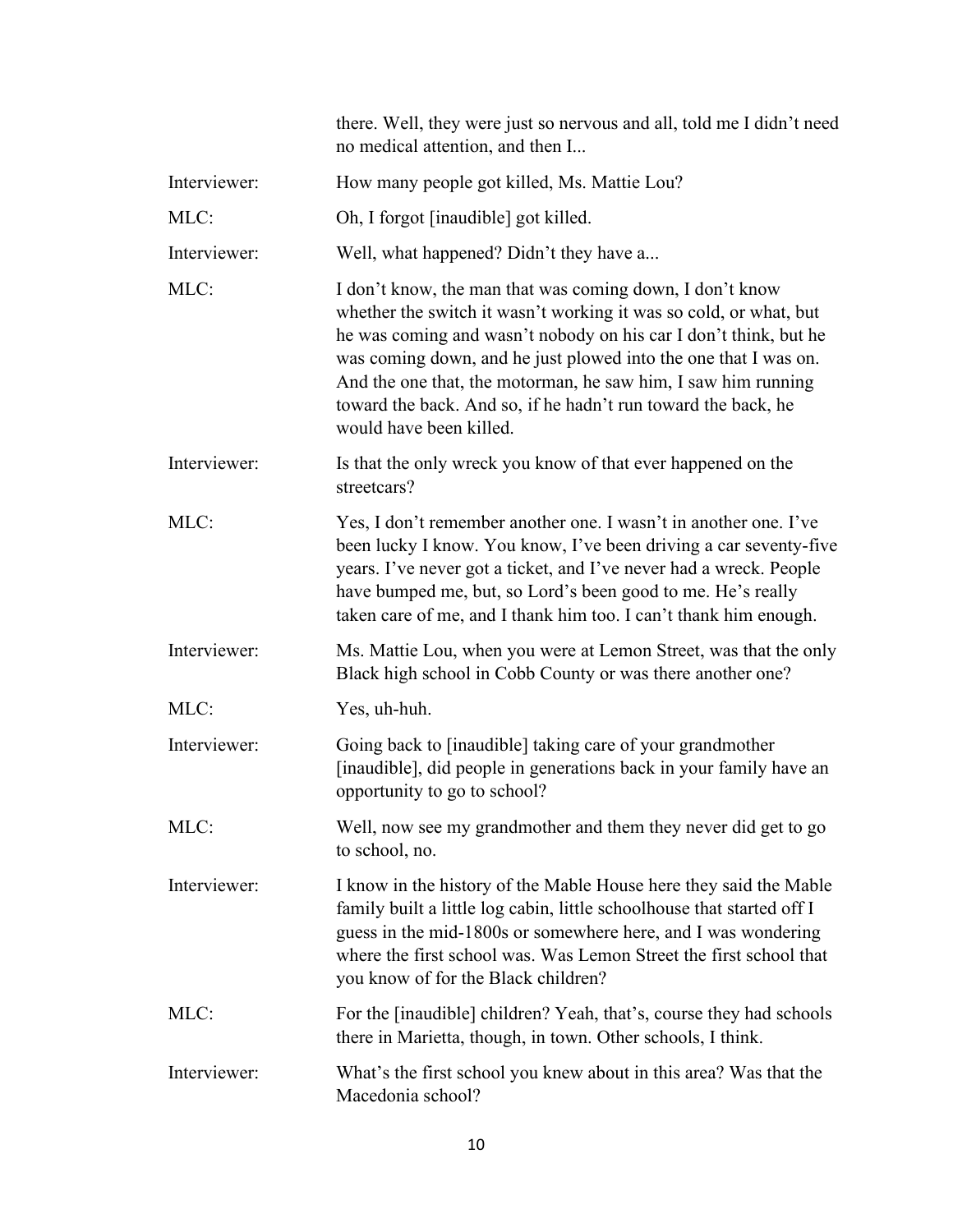there. Well, they were just so nervous and all, told me I didn't need no medical attention, and then I...

Interviewer: How many people got killed, Ms. Mattie Lou?

MLC: Oh, I forgot [inaudible] got killed.

Interviewer: Well, what happened? Didn't they have a...

MLC: I don't know, the man that was coming down, I don't know whether the switch it wasn't working it was so cold, or what, but he was coming and wasn't nobody on his car I don't think, but he was coming down, and he just plowed into the one that I was on. And the one that, the motorman, he saw him, I saw him running toward the back. And so, if he hadn't run toward the back, he would have been killed.

Interviewer: Is that the only wreck you know of that ever happened on the streetcars?

MLC: Yes, I don't remember another one. I wasn't in another one. I've been lucky I know. You know, I've been driving a car seventy-five years. I've never got a ticket, and I've never had a wreck. People have bumped me, but, so Lord's been good to me. He's really taken care of me, and I thank him too. I can't thank him enough.

Interviewer: Ms. Mattie Lou, when you were at Lemon Street, was that the only Black high school in Cobb County or was there another one?

MLC: Yes, uh-huh.

Interviewer: Going back to [inaudible] taking care of your grandmother [inaudible], did people in generations back in your family have an opportunity to go to school?

MLC: Well, now see my grandmother and them they never did get to go to school, no.

Interviewer: I know in the history of the Mable House here they said the Mable family built a little log cabin, little schoolhouse that started off I guess in the mid-1800s or somewhere here, and I was wondering where the first school was. Was Lemon Street the first school that you know of for the Black children?

MLC: For the [inaudible] children? Yeah, that's, course they had schools there in Marietta, though, in town. Other schools, I think.

Interviewer: What's the first school you knew about in this area? Was that the Macedonia school?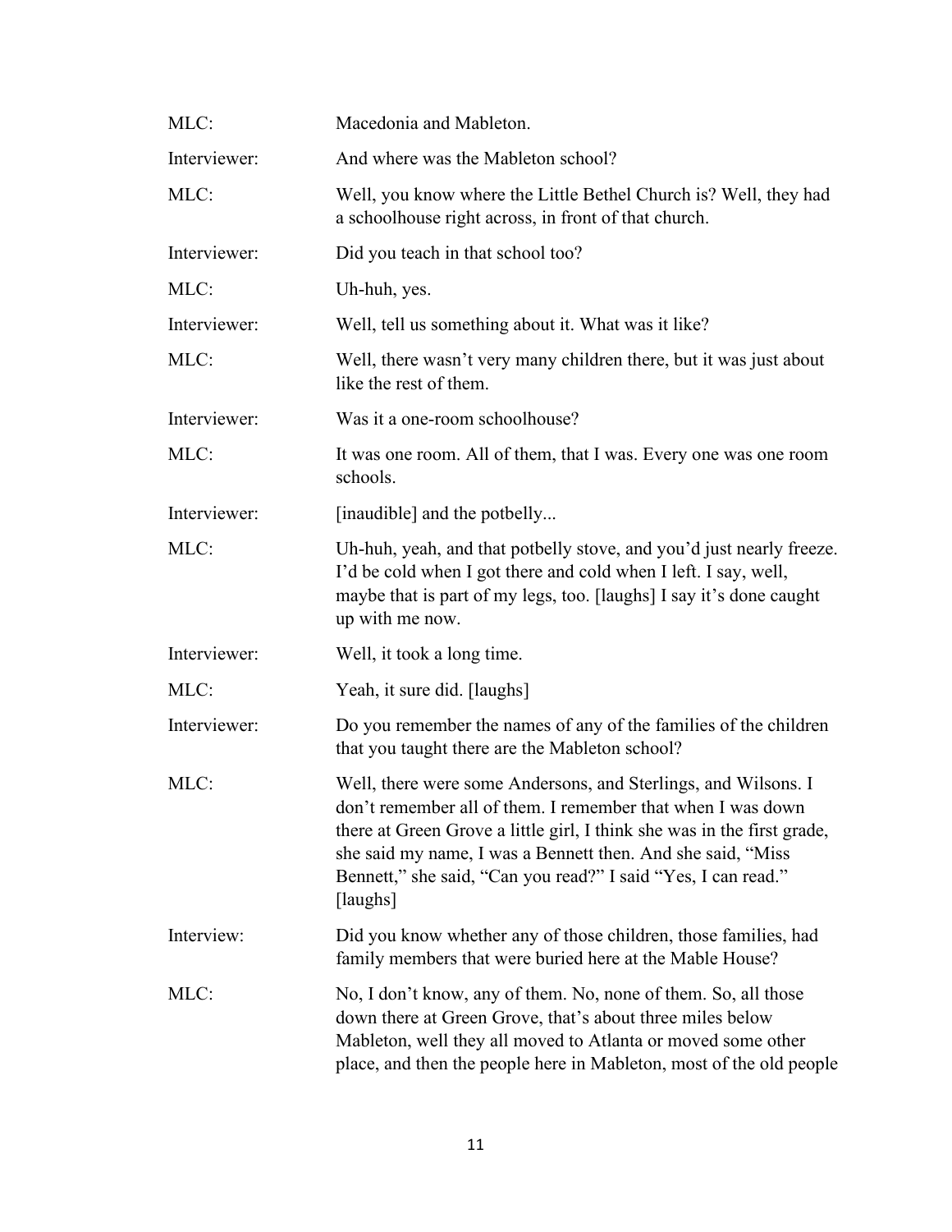MLC: Macedonia and Mableton.

Interviewer: And where was the Mableton school?

MLC: Well, you know where the Little Bethel Church is? Well, they had a schoolhouse right across, in front of that church.

Interviewer: Did you teach in that school too?

MLC: Uh-huh, yes.

Interviewer: Well, tell us something about it. What was it like?

MLC: Well, there wasn't very many children there, but it was just about like the rest of them.

Interviewer: Was it a one-room schoolhouse?

MLC: It was one room. All of them, that I was. Every one was one room schools.

Interviewer: [inaudible] and the potbelly...

MLC: Uh-huh, yeah, and that potbelly stove, and you'd just nearly freeze. I'd be cold when I got there and cold when I left. I say, well, maybe that is part of my legs, too. [laughs] I say it's done caught up with me now.

Interviewer: Well, it took a long time.

MLC: Yeah, it sure did. [laughs]

Interviewer: Do you remember the names of any of the families of the children that you taught there are the Mableton school?

MLC: Well, there were some Andersons, and Sterlings, and Wilsons. I don't remember all of them. I remember that when I was down there at Green Grove a little girl, I think she was in the first grade, she said my name, I was a Bennett then. And she said, "Miss Bennett," she said, "Can you read?" I said "Yes, I can read." [laughs]

Interview: Did you know whether any of those children, those families, had family members that were buried here at the Mable House?

MLC: No, I don't know, any of them. No, none of them. So, all those down there at Green Grove, that's about three miles below Mableton, well they all moved to Atlanta or moved some other place, and then the people here in Mableton, most of the old people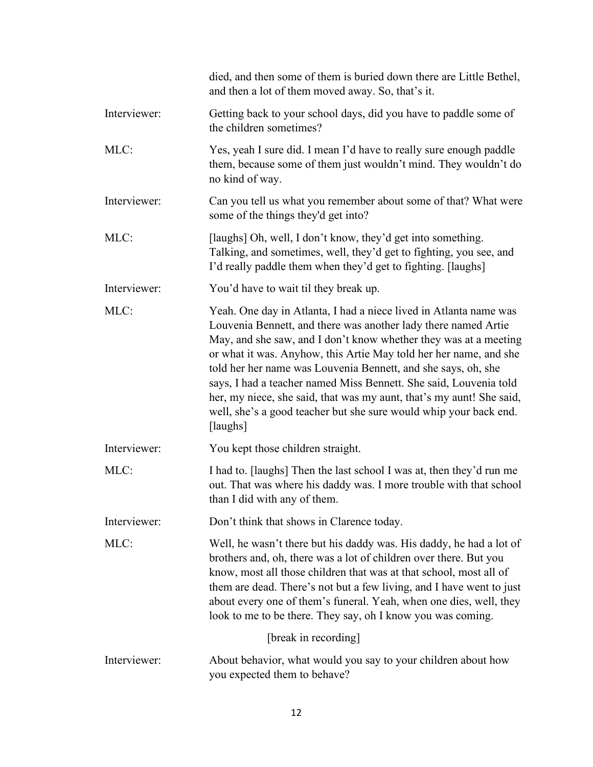died, and then some of them is buried down there are Little Bethel, and then a lot of them moved away. So, that's it.

Interviewer: Getting back to your school days, did you have to paddle some of the children sometimes?

MLC: Yes, yeah I sure did. I mean I'd have to really sure enough paddle them, because some of them just wouldn't mind. They wouldn't do no kind of way.

Interviewer: Can you tell us what you remember about some of that? What were some of the things they'd get into?

MLC: [laughs] Oh, well, I don't know, they'd get into something. Talking, and sometimes, well, they'd get to fighting, you see, and I'd really paddle them when they'd get to fighting. [laughs]

Interviewer: You'd have to wait til they break up.

MLC: Yeah. One day in Atlanta, I had a niece lived in Atlanta name was Louvenia Bennett, and there was another lady there named Artie May, and she saw, and I don't know whether they was at a meeting or what it was. Anyhow, this Artie May told her her name, and she told her her name was Louvenia Bennett, and she says, oh, she says, I had a teacher named Miss Bennett. She said, Louvenia told her, my niece, she said, that was my aunt, that's my aunt! She said, well, she's a good teacher but she sure would whip your back end. [laughs]

Interviewer: You kept those children straight.

MLC: I had to. [laughs] Then the last school I was at, then they'd run me out. That was where his daddy was. I more trouble with that school than I did with any of them.

Interviewer: Don't think that shows in Clarence today.

MLC: Well, he wasn't there but his daddy was. His daddy, he had a lot of brothers and, oh, there was a lot of children over there. But you know, most all those children that was at that school, most all of them are dead. There's not but a few living, and I have went to just about every one of them's funeral. Yeah, when one dies, well, they look to me to be there. They say, oh I know you was coming.

[break in recording]

Interviewer: About behavior, what would you say to your children about how you expected them to behave?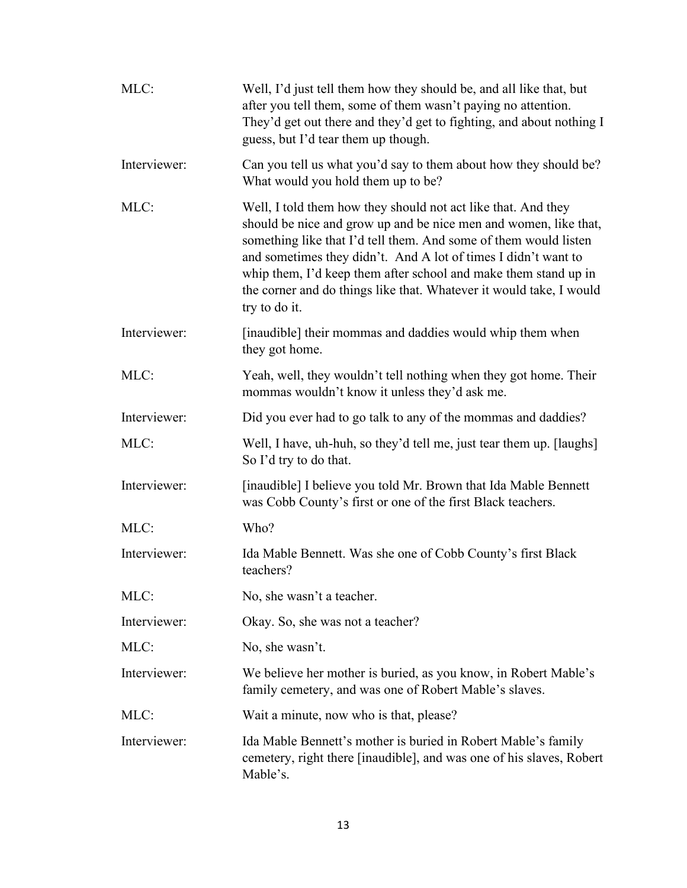MLC: Well, I'd just tell them how they should be, and all like that, but after you tell them, some of them wasn't paying no attention. They'd get out there and they'd get to fighting, and about nothing I guess, but I'd tear them up though.

Interviewer: Can you tell us what you'd say to them about how they should be? What would you hold them up to be?

MLC: Well, I told them how they should not act like that. And they should be nice and grow up and be nice men and women, like that, something like that I'd tell them. And some of them would listen and sometimes they didn't. And A lot of times I didn't want to whip them, I'd keep them after school and make them stand up in the corner and do things like that. Whatever it would take, I would try to do it.

Interviewer: [inaudible] their mommas and daddies would whip them when they got home.

MLC: Yeah, well, they wouldn't tell nothing when they got home. Their mommas wouldn't know it unless they'd ask me.

Interviewer: Did you ever had to go talk to any of the mommas and daddies?

MLC: Well, I have, uh-huh, so they'd tell me, just tear them up. [laughs] So I'd try to do that.

Interviewer: [inaudible] I believe you told Mr. Brown that Ida Mable Bennett was Cobb County's first or one of the first Black teachers.

MLC: Who?

Interviewer: Ida Mable Bennett. Was she one of Cobb County's first Black teachers?

MLC: No, she wasn't a teacher.

Interviewer: Okay. So, she was not a teacher?

MLC: No, she wasn't.

Interviewer: We believe her mother is buried, as you know, in Robert Mable's family cemetery, and was one of Robert Mable's slaves.

MLC: Wait a minute, now who is that, please?

Interviewer: Ida Mable Bennett's mother is buried in Robert Mable's family cemetery, right there [inaudible], and was one of his slaves, Robert Mable's.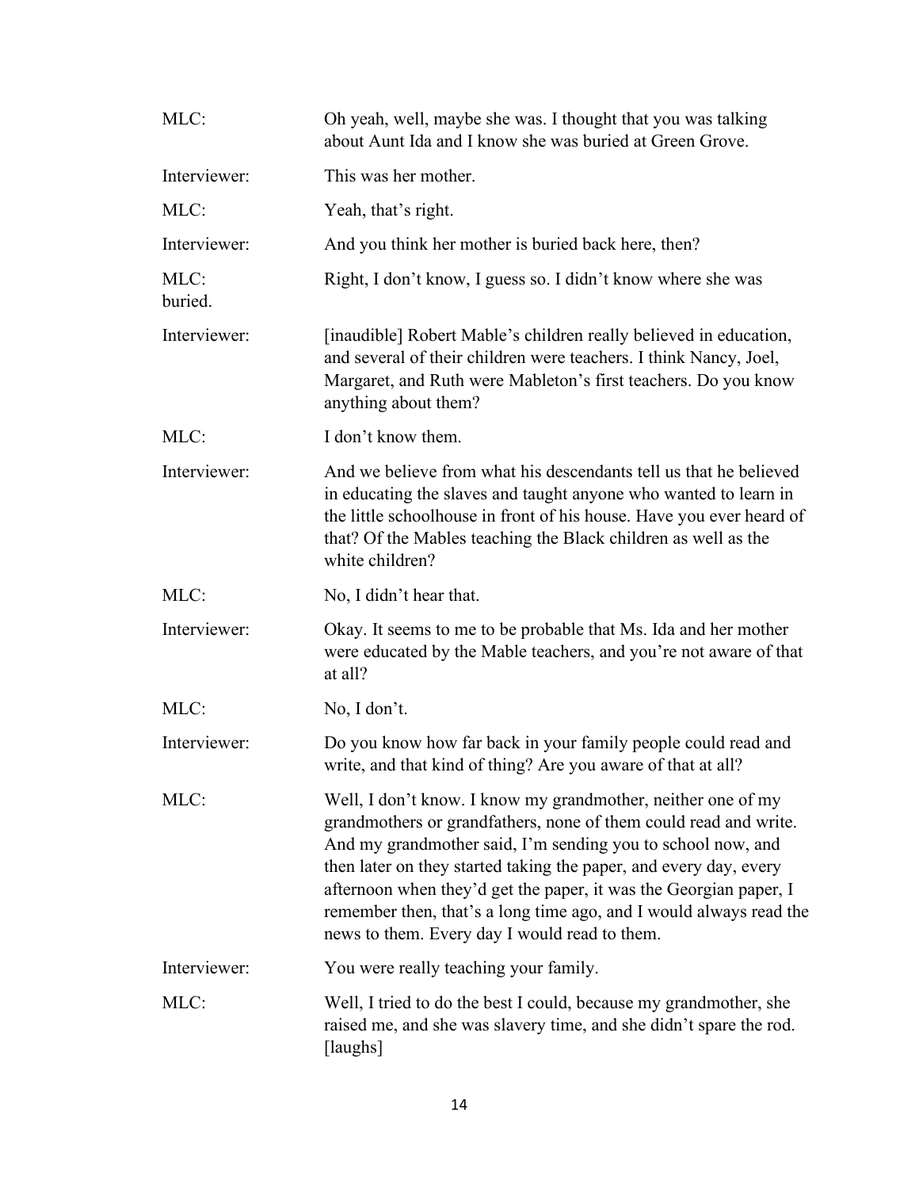MLC: Oh yeah, well, maybe she was. I thought that you was talking about Aunt Ida and I know she was buried at Green Grove.

Interviewer: This was her mother.

MLC: Yeah, that's right.

Interviewer: And you think her mother is buried back here, then?

MLC: Right, I don't know, I guess so. I didn't know where she was buried.

Interviewer: [inaudible] Robert Mable's children really believed in education, and several of their children were teachers. I think Nancy, Joel, Margaret, and Ruth were Mableton's first teachers. Do you know anything about them?

MLC: I don't know them.

Interviewer: And we believe from what his descendants tell us that he believed in educating the slaves and taught anyone who wanted to learn in the little schoolhouse in front of his house. Have you ever heard of that? Of the Mables teaching the Black children as well as the white children?

MLC: No, I didn't hear that.

Interviewer: Okay. It seems to me to be probable that Ms. Ida and her mother were educated by the Mable teachers, and you're not aware of that at all?

MLC: No, I don't.

Interviewer: Do you know how far back in your family people could read and write, and that kind of thing? Are you aware of that at all?

MLC: Well, I don't know. I know my grandmother, neither one of my grandmothers or grandfathers, none of them could read and write. And my grandmother said, I'm sending you to school now, and then later on they started taking the paper, and every day, every afternoon when they'd get the paper, it was the Georgian paper, I remember then, that's a long time ago, and I would always read the news to them. Every day I would read to them.

Interviewer: You were really teaching your family.

MLC: Well, I tried to do the best I could, because my grandmother, she raised me, and she was slavery time, and she didn't spare the rod. [laughs]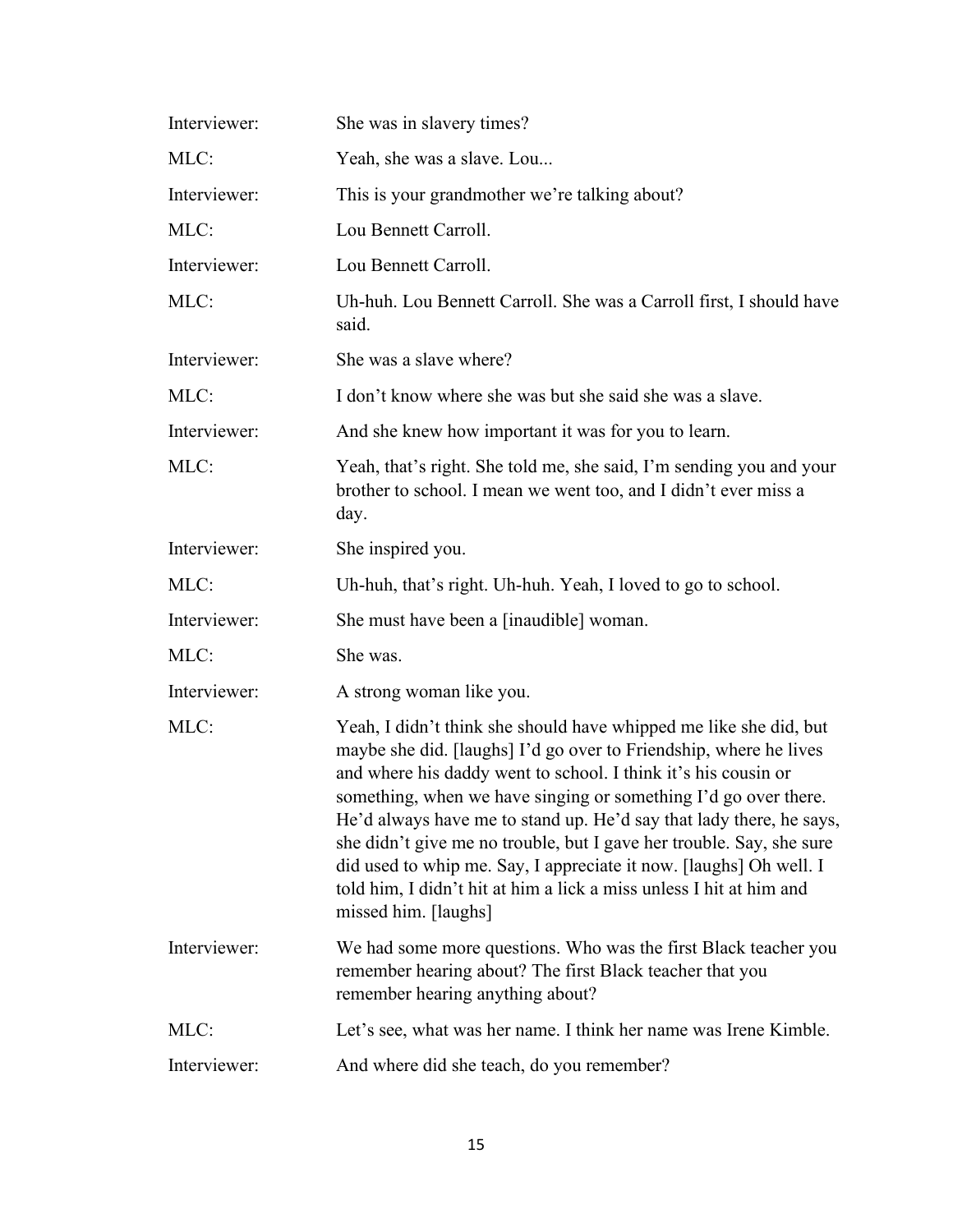| | |
|---|---|
| Interviewer: | She was in slavery times? |
| MLC: | Yeah, she was a slave. Lou... |
| Interviewer: | This is your grandmother we're talking about? |
| MLC: | Lou Bennett Carroll. |
| Interviewer: | Lou Bennett Carroll. |
| MLC: | Uh-huh. Lou Bennett Carroll. She was a Carroll first, I should have said. |
| Interviewer: | She was a slave where? |
| MLC: | I don't know where she was but she said she was a slave. |
| Interviewer: | And she knew how important it was for you to learn. |
| MLC: | Yeah, that's right. She told me, she said, I'm sending you and your brother to school. I mean we went too, and I didn't ever miss a day. |
| Interviewer: | She inspired you. |
| MLC: | Uh-huh, that's right. Uh-huh. Yeah, I loved to go to school. |
| Interviewer: | She must have been a [inaudible] woman. |
| MLC: | She was. |
| Interviewer: | A strong woman like you. |
| MLC: | Yeah, I didn't think she should have whipped me like she did, but maybe she did. [laughs] I'd go over to Friendship, where he lives and where his daddy went to school. I think it's his cousin or something, when we have singing or something I'd go over there. He'd always have me to stand up. He'd say that lady there, he says, she didn't give me no trouble, but I gave her trouble. Say, she sure did used to whip me. Say, I appreciate it now. [laughs] Oh well. I told him, I didn't hit at him a lick a miss unless I hit at him and missed him. [laughs] |
| Interviewer: | We had some more questions. Who was the first Black teacher you remember hearing about? The first Black teacher that you remember hearing anything about? |
| MLC: | Let's see, what was her name. I think her name was Irene Kimble. |
| Interviewer: | And where did she teach, do you remember? |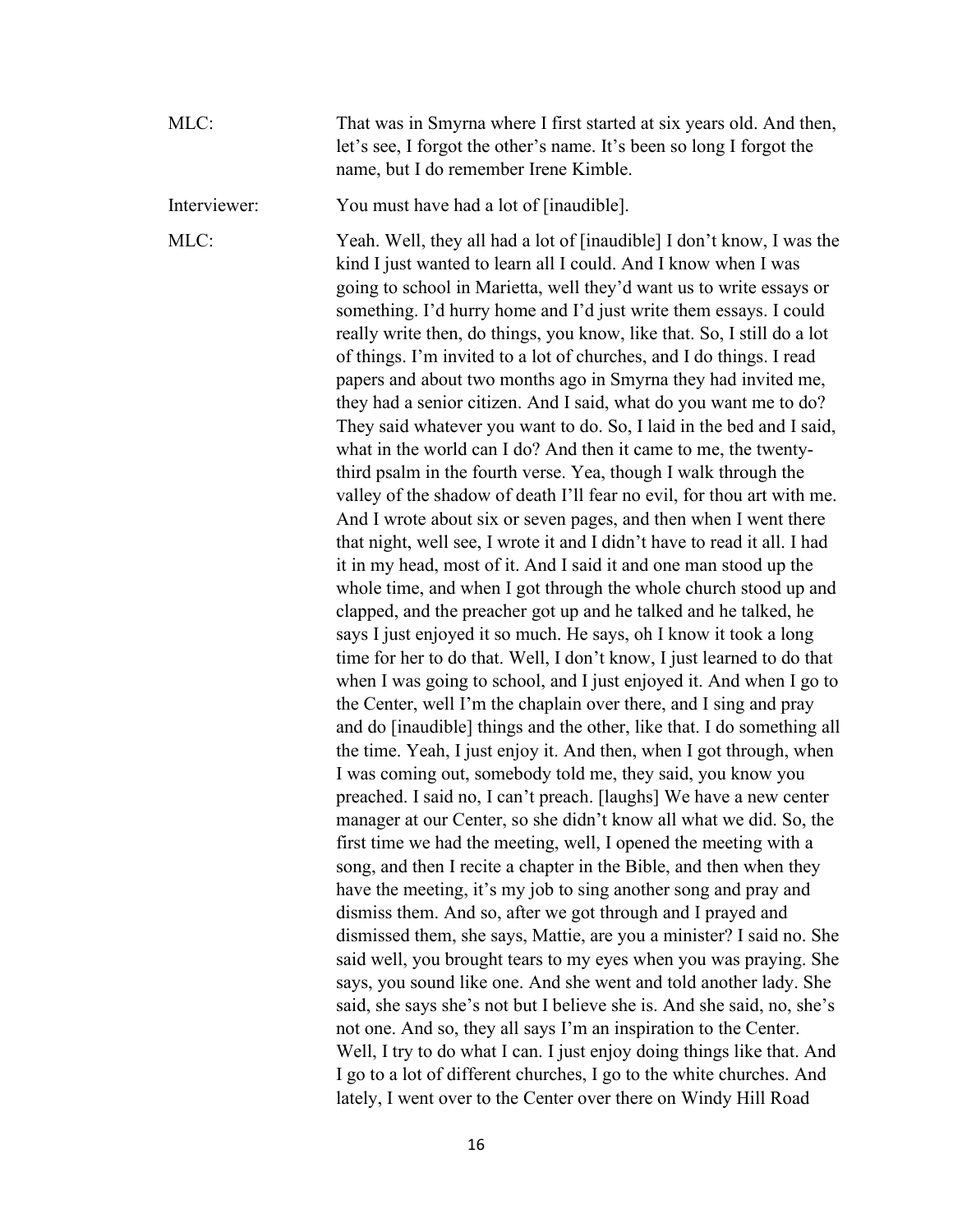MLC: That was in Smyrna where I first started at six years old. And then, let's see, I forgot the other's name. It's been so long I forgot the name, but I do remember Irene Kimble.

Interviewer: You must have had a lot of [inaudible].

MLC: Yeah. Well, they all had a lot of [inaudible] I don't know, I was the kind I just wanted to learn all I could. And I know when I was going to school in Marietta, well they'd want us to write essays or something. I'd hurry home and I'd just write them essays. I could really write then, do things, you know, like that. So, I still do a lot of things. I'm invited to a lot of churches, and I do things. I read papers and about two months ago in Smyrna they had invited me, they had a senior citizen. And I said, what do you want me to do? They said whatever you want to do. So, I laid in the bed and I said, what in the world can I do? And then it came to me, the twenty-third psalm in the fourth verse. Yea, though I walk through the valley of the shadow of death I'll fear no evil, for thou art with me. And I wrote about six or seven pages, and then when I went there that night, well see, I wrote it and I didn't have to read it all. I had it in my head, most of it. And I said it and one man stood up the whole time, and when I got through the whole church stood up and clapped, and the preacher got up and he talked and he talked, he says I just enjoyed it so much. He says, oh I know it took a long time for her to do that. Well, I don't know, I just learned to do that when I was going to school, and I just enjoyed it. And when I go to the Center, well I'm the chaplain over there, and I sing and pray and do [inaudible] things and the other, like that. I do something all the time. Yeah, I just enjoy it. And then, when I got through, when I was coming out, somebody told me, they said, you know you preached. I said no, I can't preach. [laughs] We have a new center manager at our Center, so she didn't know all what we did. So, the first time we had the meeting, well, I opened the meeting with a song, and then I recite a chapter in the Bible, and then when they have the meeting, it's my job to sing another song and pray and dismiss them. And so, after we got through and I prayed and dismissed them, she says, Mattie, are you a minister? I said no. She said well, you brought tears to my eyes when you was praying. She says, you sound like one. And she went and told another lady. She said, she says she's not but I believe she is. And she said, no, she's not one. And so, they all says I'm an inspiration to the Center. Well, I try to do what I can. I just enjoy doing things like that. And I go to a lot of different churches, I go to the white churches. And lately, I went over to the Center over there on Windy Hill Road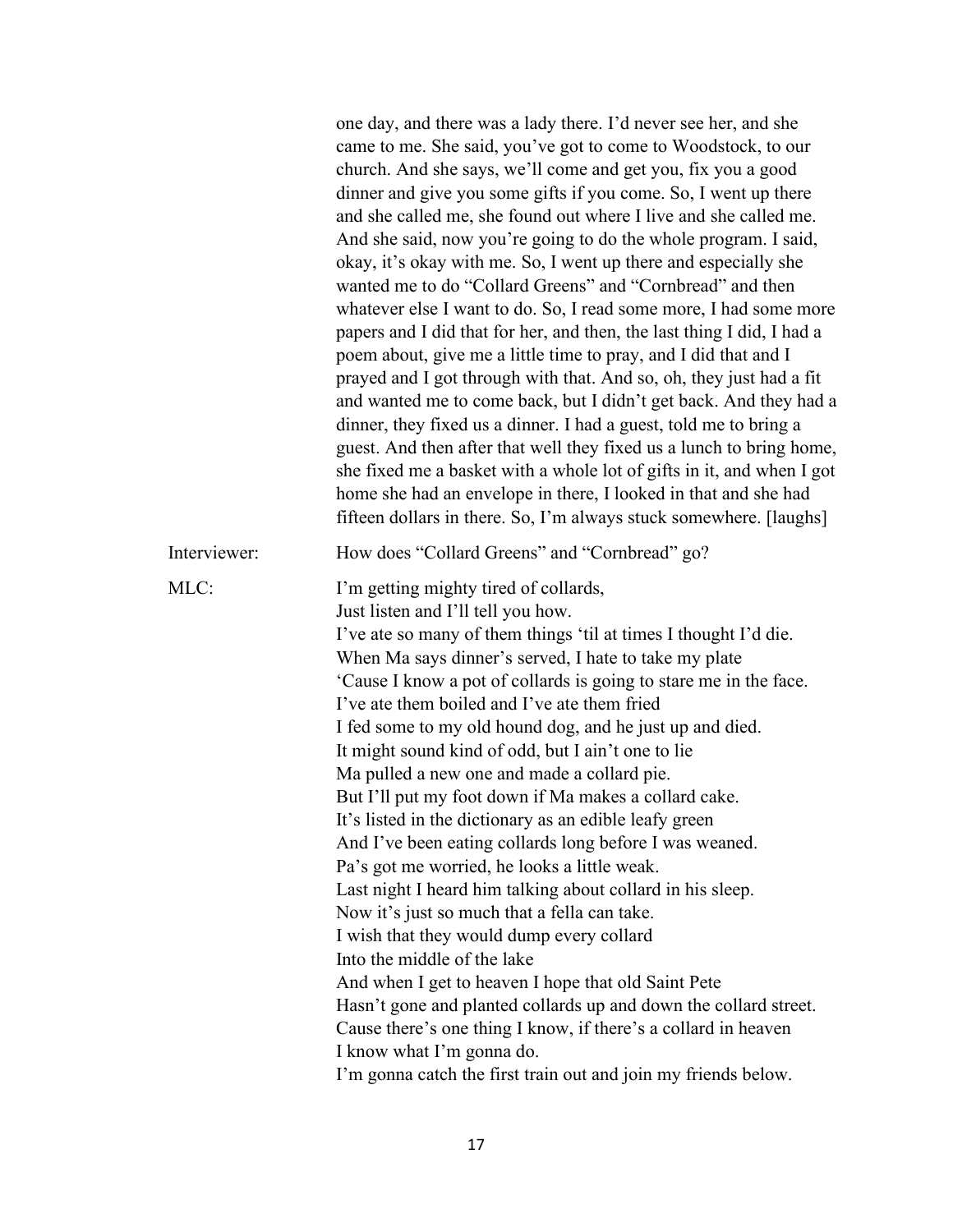one day, and there was a lady there. I'd never see her, and she came to me. She said, you've got to come to Woodstock, to our church. And she says, we'll come and get you, fix you a good dinner and give you some gifts if you come. So, I went up there and she called me, she found out where I live and she called me. And she said, now you're going to do the whole program. I said, okay, it's okay with me. So, I went up there and especially she wanted me to do "Collard Greens" and "Cornbread" and then whatever else I want to do. So, I read some more, I had some more papers and I did that for her, and then, the last thing I did, I had a poem about, give me a little time to pray, and I did that and I prayed and I got through with that. And so, oh, they just had a fit and wanted me to come back, but I didn't get back. And they had a dinner, they fixed us a dinner. I had a guest, told me to bring a guest. And then after that well they fixed us a lunch to bring home, she fixed me a basket with a whole lot of gifts in it, and when I got home she had an envelope in there, I looked in that and she had fifteen dollars in there. So, I'm always stuck somewhere. [laughs]

Interviewer: How does "Collard Greens" and "Cornbread" go?

MLC: I'm getting mighty tired of collards,
Just listen and I'll tell you how.
I've ate so many of them things 'til at times I thought I'd die.
When Ma says dinner's served, I hate to take my plate
'Cause I know a pot of collards is going to stare me in the face.
I've ate them boiled and I've ate them fried
I fed some to my old hound dog, and he just up and died.
It might sound kind of odd, but I ain't one to lie
Ma pulled a new one and made a collard pie.
But I'll put my foot down if Ma makes a collard cake.
It's listed in the dictionary as an edible leafy green
And I've been eating collards long before I was weaned.
Pa's got me worried, he looks a little weak.
Last night I heard him talking about collard in his sleep.
Now it's just so much that a fella can take.
I wish that they would dump every collard
Into the middle of the lake
And when I get to heaven I hope that old Saint Pete
Hasn't gone and planted collards up and down the collard street.
Cause there's one thing I know, if there's a collard in heaven
I know what I'm gonna do.
I'm gonna catch the first train out and join my friends below.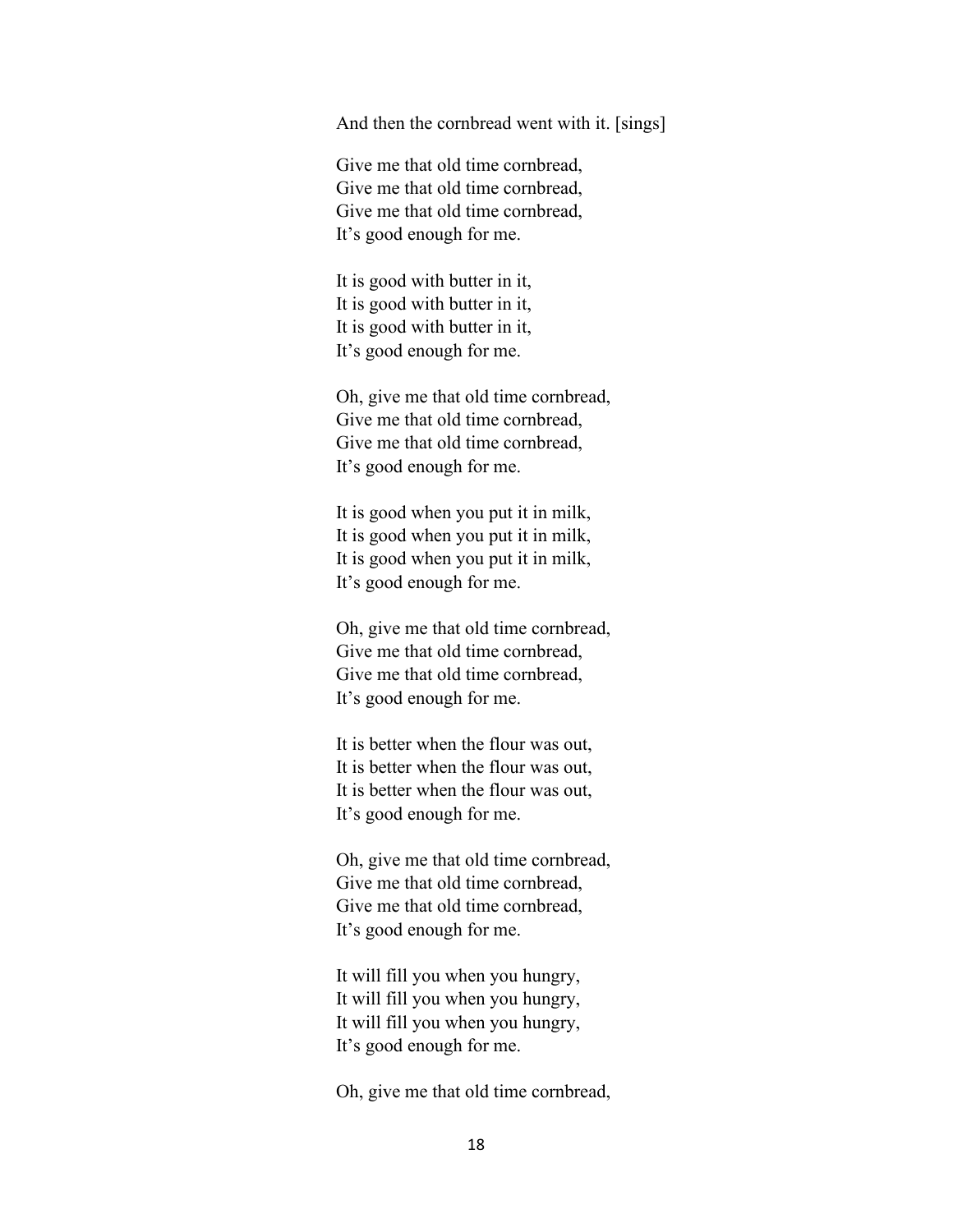And then the cornbread went with it. [sings]

Give me that old time cornbread,  
Give me that old time cornbread,  
Give me that old time cornbread,  
It's good enough for me.

It is good with butter in it,  
It is good with butter in it,  
It is good with butter in it,  
It's good enough for me.

Oh, give me that old time cornbread,  
Give me that old time cornbread,  
Give me that old time cornbread,  
It's good enough for me.

It is good when you put it in milk,  
It is good when you put it in milk,  
It is good when you put it in milk,  
It's good enough for me.

Oh, give me that old time cornbread,  
Give me that old time cornbread,  
Give me that old time cornbread,  
It's good enough for me.

It is better when the flour was out,  
It is better when the flour was out,  
It is better when the flour was out,  
It's good enough for me.

Oh, give me that old time cornbread,  
Give me that old time cornbread,  
Give me that old time cornbread,  
It's good enough for me.

It will fill you when you hungry,  
It will fill you when you hungry,  
It will fill you when you hungry,  
It's good enough for me.

Oh, give me that old time cornbread,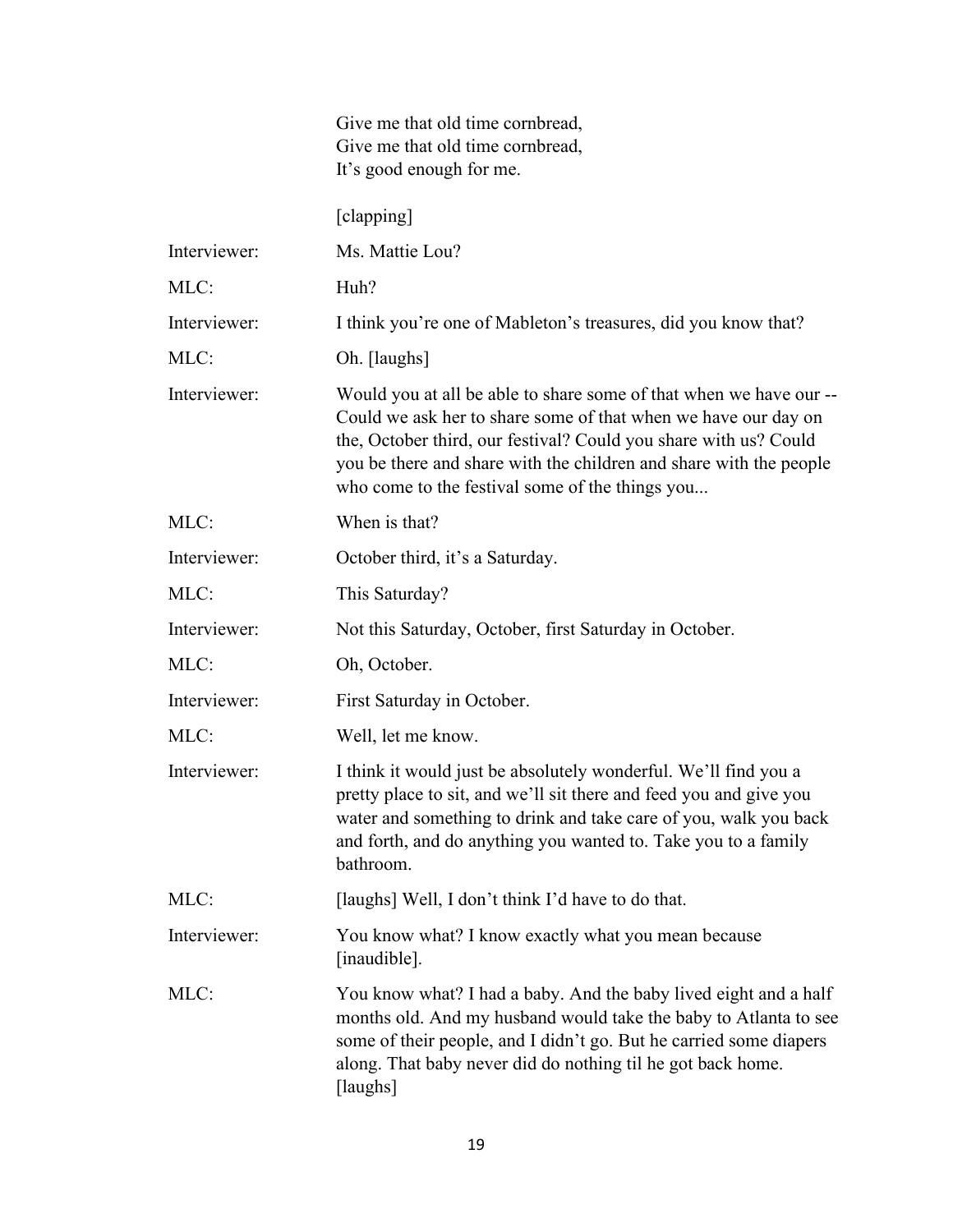Give me that old time cornbread,  
Give me that old time cornbread,  
It's good enough for me.

[clapping]

Interviewer: Ms. Mattie Lou?

MLC: Huh?

Interviewer: I think you're one of Mableton's treasures, did you know that?

MLC: Oh. [laughs]

Interviewer: Would you at all be able to share some of that when we have our -- Could we ask her to share some of that when we have our day on the, October third, our festival? Could you share with us? Could you be there and share with the children and share with the people who come to the festival some of the things you...

MLC: When is that?

Interviewer: October third, it's a Saturday.

MLC: This Saturday?

Interviewer: Not this Saturday, October, first Saturday in October.

MLC: Oh, October.

Interviewer: First Saturday in October.

MLC: Well, let me know.

Interviewer: I think it would just be absolutely wonderful. We'll find you a pretty place to sit, and we'll sit there and feed you and give you water and something to drink and take care of you, walk you back and forth, and do anything you wanted to. Take you to a family bathroom.

MLC: [laughs] Well, I don't think I'd have to do that.

Interviewer: You know what? I know exactly what you mean because [inaudible].

MLC: You know what? I had a baby. And the baby lived eight and a half months old. And my husband would take the baby to Atlanta to see some of their people, and I didn't go. But he carried some diapers along. That baby never did do nothing til he got back home. [laughs]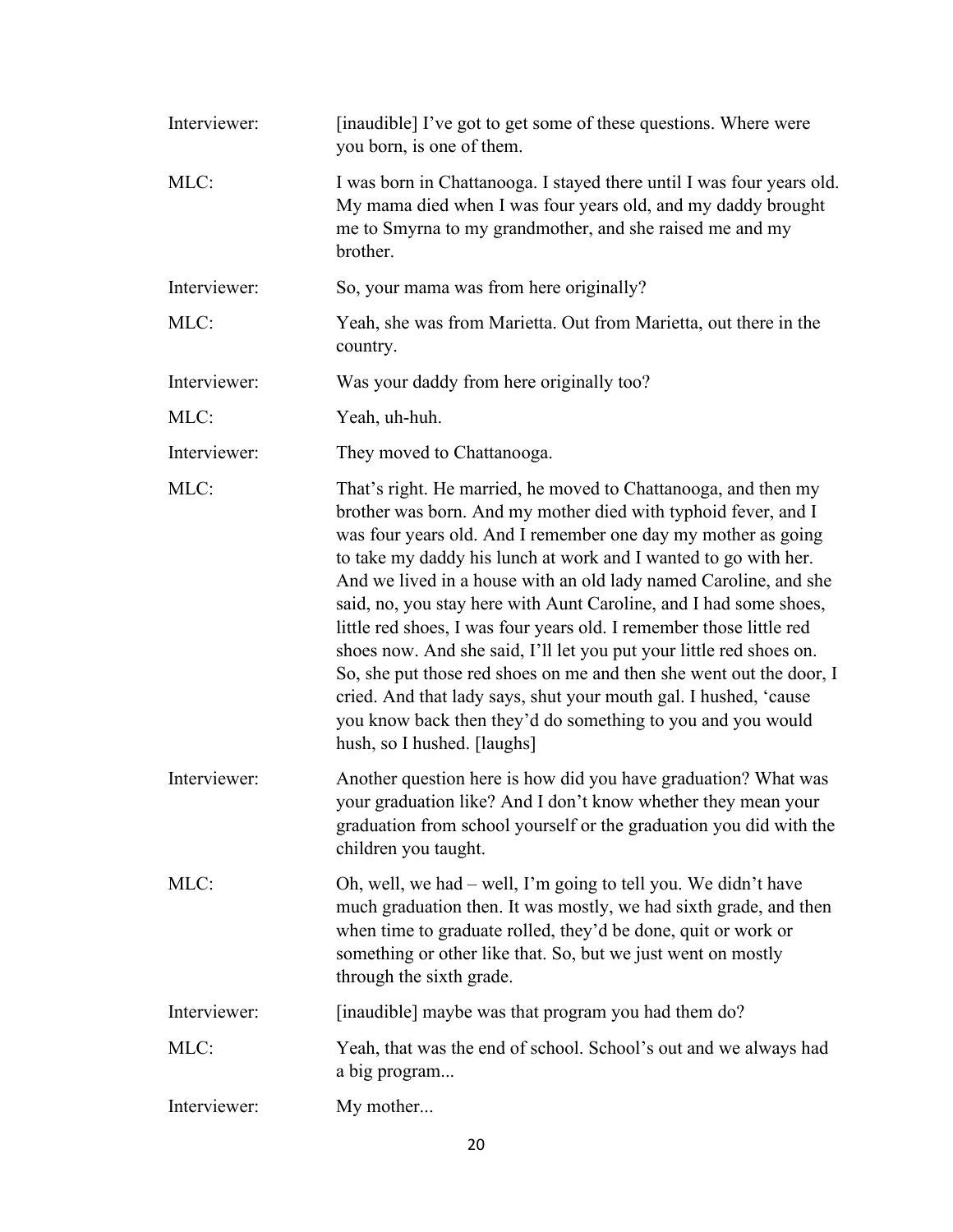Interviewer: [inaudible] I've got to get some of these questions. Where were you born, is one of them.

MLC: I was born in Chattanooga. I stayed there until I was four years old. My mama died when I was four years old, and my daddy brought me to Smyrna to my grandmother, and she raised me and my brother.

Interviewer: So, your mama was from here originally?

MLC: Yeah, she was from Marietta. Out from Marietta, out there in the country.

Interviewer: Was your daddy from here originally too?

MLC: Yeah, uh-huh.

Interviewer: They moved to Chattanooga.

MLC: That's right. He married, he moved to Chattanooga, and then my brother was born. And my mother died with typhoid fever, and I was four years old. And I remember one day my mother as going to take my daddy his lunch at work and I wanted to go with her. And we lived in a house with an old lady named Caroline, and she said, no, you stay here with Aunt Caroline, and I had some shoes, little red shoes, I was four years old. I remember those little red shoes now. And she said, I'll let you put your little red shoes on. So, she put those red shoes on me and then she went out the door, I cried. And that lady says, shut your mouth gal. I hushed, 'cause you know back then they'd do something to you and you would hush, so I hushed. [laughs]

Interviewer: Another question here is how did you have graduation? What was your graduation like? And I don't know whether they mean your graduation from school yourself or the graduation you did with the children you taught.

MLC: Oh, well, we had – well, I'm going to tell you. We didn't have much graduation then. It was mostly, we had sixth grade, and then when time to graduate rolled, they'd be done, quit or work or something or other like that. So, but we just went on mostly through the sixth grade.

Interviewer: [inaudible] maybe was that program you had them do?

MLC: Yeah, that was the end of school. School's out and we always had a big program...

Interviewer: My mother...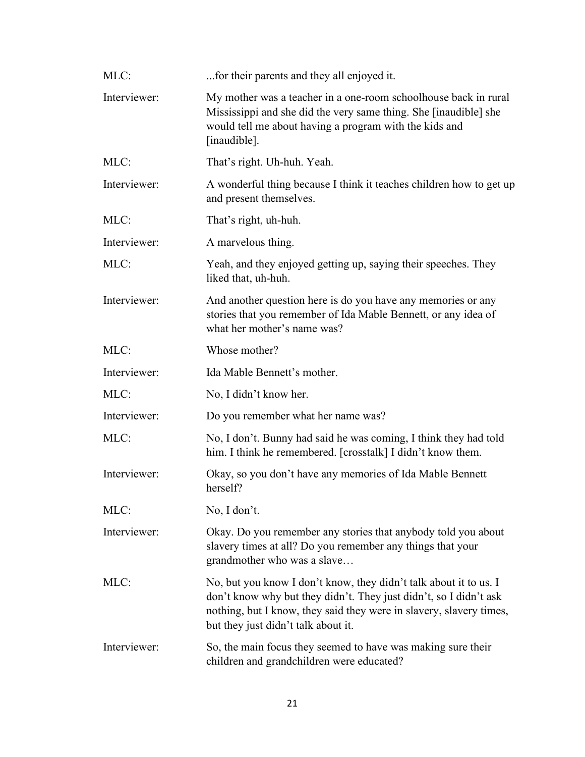MLC: ...for their parents and they all enjoyed it.

Interviewer: My mother was a teacher in a one-room schoolhouse back in rural Mississippi and she did the very same thing. She [inaudible] she would tell me about having a program with the kids and [inaudible].

MLC: That's right. Uh-huh. Yeah.

Interviewer: A wonderful thing because I think it teaches children how to get up and present themselves.

MLC: That's right, uh-huh.

Interviewer: A marvelous thing.

MLC: Yeah, and they enjoyed getting up, saying their speeches. They liked that, uh-huh.

Interviewer: And another question here is do you have any memories or any stories that you remember of Ida Mable Bennett, or any idea of what her mother's name was?

MLC: Whose mother?

Interviewer: Ida Mable Bennett's mother.

MLC: No, I didn't know her.

Interviewer: Do you remember what her name was?

MLC: No, I don't. Bunny had said he was coming, I think they had told him. I think he remembered. [crosstalk] I didn't know them.

Interviewer: Okay, so you don't have any memories of Ida Mable Bennett herself?

MLC: No, I don't.

Interviewer: Okay. Do you remember any stories that anybody told you about slavery times at all? Do you remember any things that your grandmother who was a slave…

MLC: No, but you know I don't know, they didn't talk about it to us. I don't know why but they didn't. They just didn't, so I didn't ask nothing, but I know, they said they were in slavery, slavery times, but they just didn't talk about it.

Interviewer: So, the main focus they seemed to have was making sure their children and grandchildren were educated?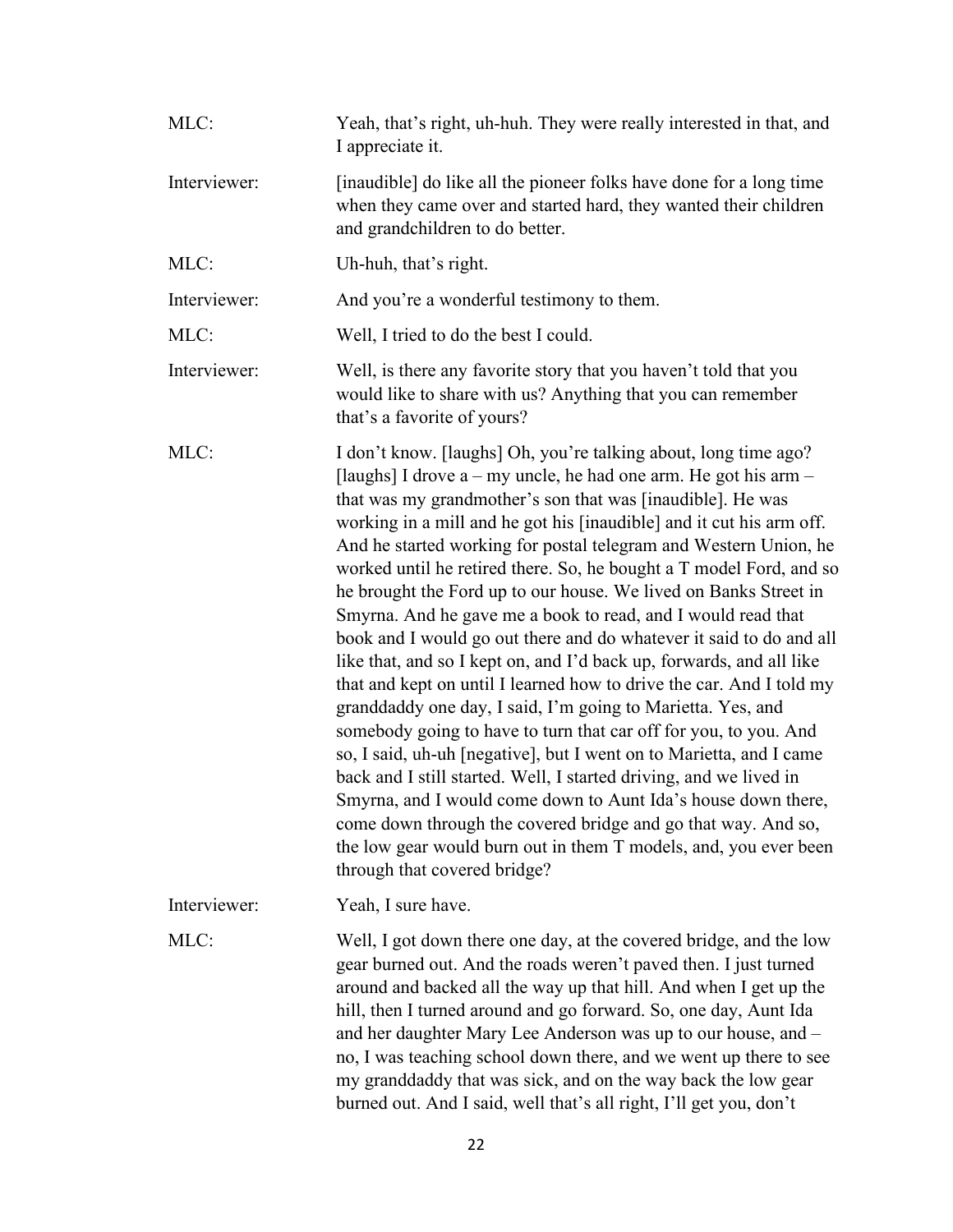MLC: Yeah, that's right, uh-huh. They were really interested in that, and I appreciate it.

Interviewer: [inaudible] do like all the pioneer folks have done for a long time when they came over and started hard, they wanted their children and grandchildren to do better.

MLC: Uh-huh, that's right.

Interviewer: And you're a wonderful testimony to them.

MLC: Well, I tried to do the best I could.

Interviewer: Well, is there any favorite story that you haven't told that you would like to share with us? Anything that you can remember that's a favorite of yours?

MLC: I don't know. [laughs] Oh, you're talking about, long time ago? [laughs] I drove a – my uncle, he had one arm. He got his arm – that was my grandmother's son that was [inaudible]. He was working in a mill and he got his [inaudible] and it cut his arm off. And he started working for postal telegram and Western Union, he worked until he retired there. So, he bought a T model Ford, and so he brought the Ford up to our house. We lived on Banks Street in Smyrna. And he gave me a book to read, and I would read that book and I would go out there and do whatever it said to do and all like that, and so I kept on, and I'd back up, forwards, and all like that and kept on until I learned how to drive the car. And I told my granddaddy one day, I said, I'm going to Marietta. Yes, and somebody going to have to turn that car off for you, to you. And so, I said, uh-uh [negative], but I went on to Marietta, and I came back and I still started. Well, I started driving, and we lived in Smyrna, and I would come down to Aunt Ida's house down there, come down through the covered bridge and go that way. And so, the low gear would burn out in them T models, and, you ever been through that covered bridge?

Interviewer: Yeah, I sure have.

MLC: Well, I got down there one day, at the covered bridge, and the low gear burned out. And the roads weren't paved then. I just turned around and backed all the way up that hill. And when I get up the hill, then I turned around and go forward. So, one day, Aunt Ida and her daughter Mary Lee Anderson was up to our house, and – no, I was teaching school down there, and we went up there to see my granddaddy that was sick, and on the way back the low gear burned out. And I said, well that's all right, I'll get you, don't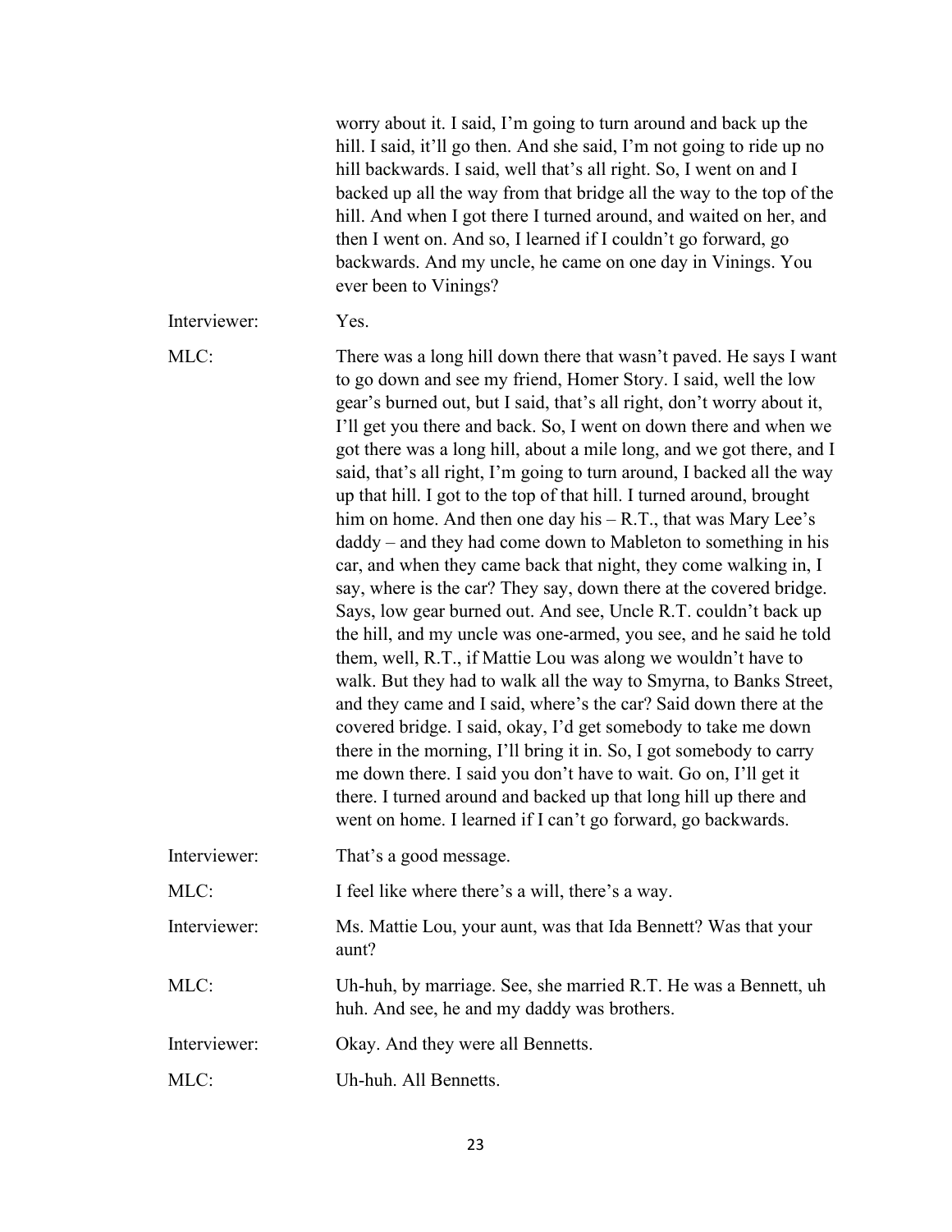worry about it. I said, I'm going to turn around and back up the hill. I said, it'll go then. And she said, I'm not going to ride up no hill backwards. I said, well that's all right. So, I went on and I backed up all the way from that bridge all the way to the top of the hill. And when I got there I turned around, and waited on her, and then I went on. And so, I learned if I couldn't go forward, go backwards. And my uncle, he came on one day in Vinings. You ever been to Vinings?

Interviewer: Yes.

MLC: There was a long hill down there that wasn't paved. He says I want to go down and see my friend, Homer Story. I said, well the low gear's burned out, but I said, that's all right, don't worry about it, I'll get you there and back. So, I went on down there and when we got there was a long hill, about a mile long, and we got there, and I said, that's all right, I'm going to turn around, I backed all the way up that hill. I got to the top of that hill. I turned around, brought him on home. And then one day his – R.T., that was Mary Lee's daddy – and they had come down to Mableton to something in his car, and when they came back that night, they come walking in, I say, where is the car? They say, down there at the covered bridge. Says, low gear burned out. And see, Uncle R.T. couldn't back up the hill, and my uncle was one-armed, you see, and he said he told them, well, R.T., if Mattie Lou was along we wouldn't have to walk. But they had to walk all the way to Smyrna, to Banks Street, and they came and I said, where's the car? Said down there at the covered bridge. I said, okay, I'd get somebody to take me down there in the morning, I'll bring it in. So, I got somebody to carry me down there. I said you don't have to wait. Go on, I'll get it there. I turned around and backed up that long hill up there and went on home. I learned if I can't go forward, go backwards.

Interviewer: That's a good message.

MLC: I feel like where there's a will, there's a way.

Interviewer: Ms. Mattie Lou, your aunt, was that Ida Bennett? Was that your aunt?

MLC: Uh-huh, by marriage. See, she married R.T. He was a Bennett, uh huh. And see, he and my daddy was brothers.

Interviewer: Okay. And they were all Bennetts.

MLC: Uh-huh. All Bennetts.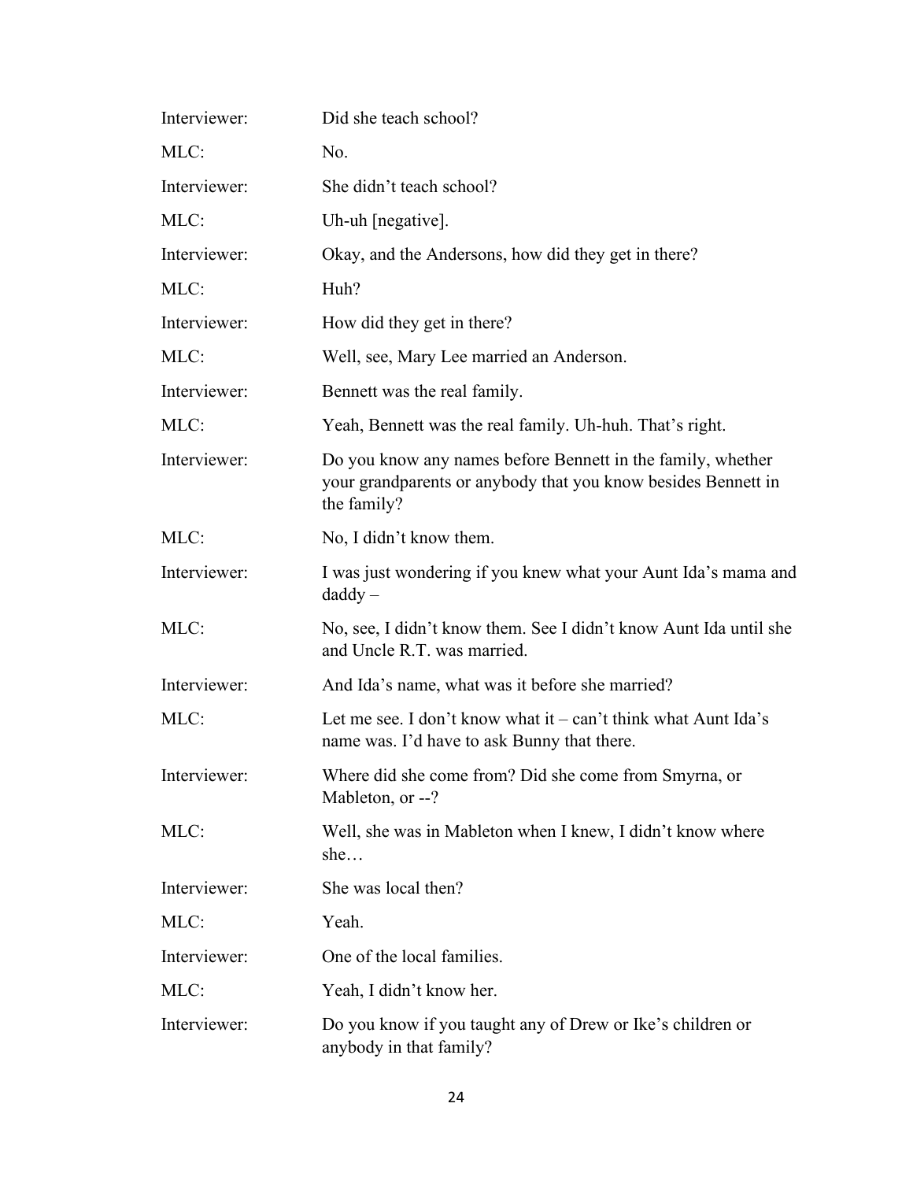Interviewer: Did she teach school?

MLC: No.

Interviewer: She didn't teach school?

MLC: Uh-uh [negative].

Interviewer: Okay, and the Andersons, how did they get in there?

MLC: Huh?

Interviewer: How did they get in there?

MLC: Well, see, Mary Lee married an Anderson.

Interviewer: Bennett was the real family.

MLC: Yeah, Bennett was the real family. Uh-huh. That's right.

Interviewer: Do you know any names before Bennett in the family, whether your grandparents or anybody that you know besides Bennett in the family?

MLC: No, I didn't know them.

Interviewer: I was just wondering if you knew what your Aunt Ida's mama and daddy –

MLC: No, see, I didn't know them. See I didn't know Aunt Ida until she and Uncle R.T. was married.

Interviewer: And Ida's name, what was it before she married?

MLC: Let me see. I don't know what it – can't think what Aunt Ida's name was. I'd have to ask Bunny that there.

Interviewer: Where did she come from? Did she come from Smyrna, or Mableton, or --?

MLC: Well, she was in Mableton when I knew, I didn't know where she…

Interviewer: She was local then?

MLC: Yeah.

Interviewer: One of the local families.

MLC: Yeah, I didn't know her.

Interviewer: Do you know if you taught any of Drew or Ike's children or anybody in that family?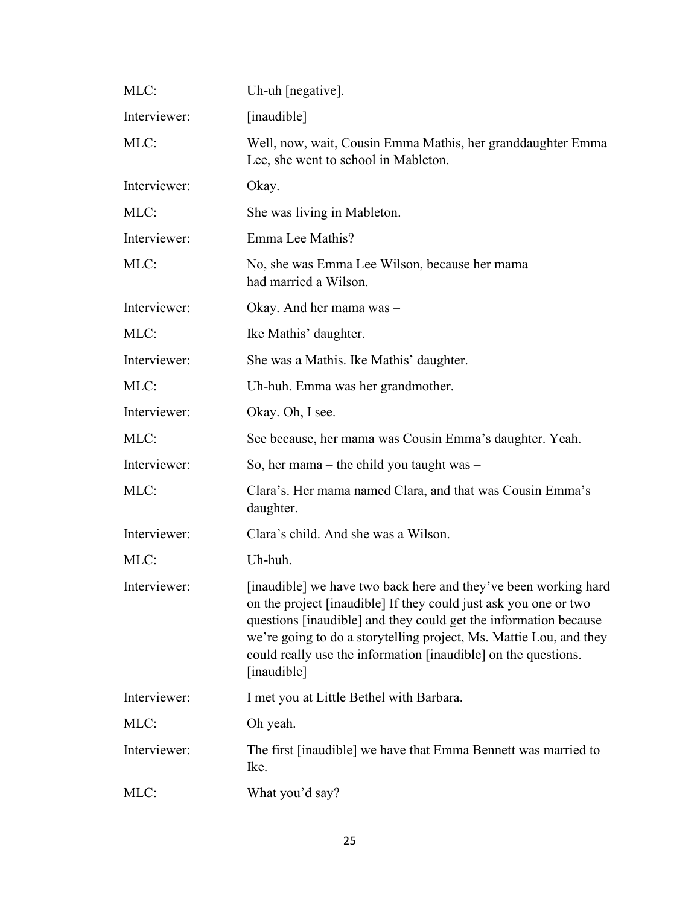MLC: Uh-uh [negative].

Interviewer: [inaudible]

MLC: Well, now, wait, Cousin Emma Mathis, her granddaughter Emma Lee, she went to school in Mableton.

Interviewer: Okay.

MLC: She was living in Mableton.

Interviewer: Emma Lee Mathis?

MLC: No, she was Emma Lee Wilson, because her mama had married a Wilson.

Interviewer: Okay. And her mama was –

MLC: Ike Mathis' daughter.

Interviewer: She was a Mathis. Ike Mathis' daughter.

MLC: Uh-huh. Emma was her grandmother.

Interviewer: Okay. Oh, I see.

MLC: See because, her mama was Cousin Emma's daughter. Yeah.

Interviewer: So, her mama – the child you taught was –

MLC: Clara's. Her mama named Clara, and that was Cousin Emma's daughter.

Interviewer: Clara's child. And she was a Wilson.

MLC: Uh-huh.

Interviewer: [inaudible] we have two back here and they've been working hard on the project [inaudible] If they could just ask you one or two questions [inaudible] and they could get the information because we're going to do a storytelling project, Ms. Mattie Lou, and they could really use the information [inaudible] on the questions. [inaudible]

Interviewer: I met you at Little Bethel with Barbara.

MLC: Oh yeah.

Interviewer: The first [inaudible] we have that Emma Bennett was married to Ike.

MLC: What you'd say?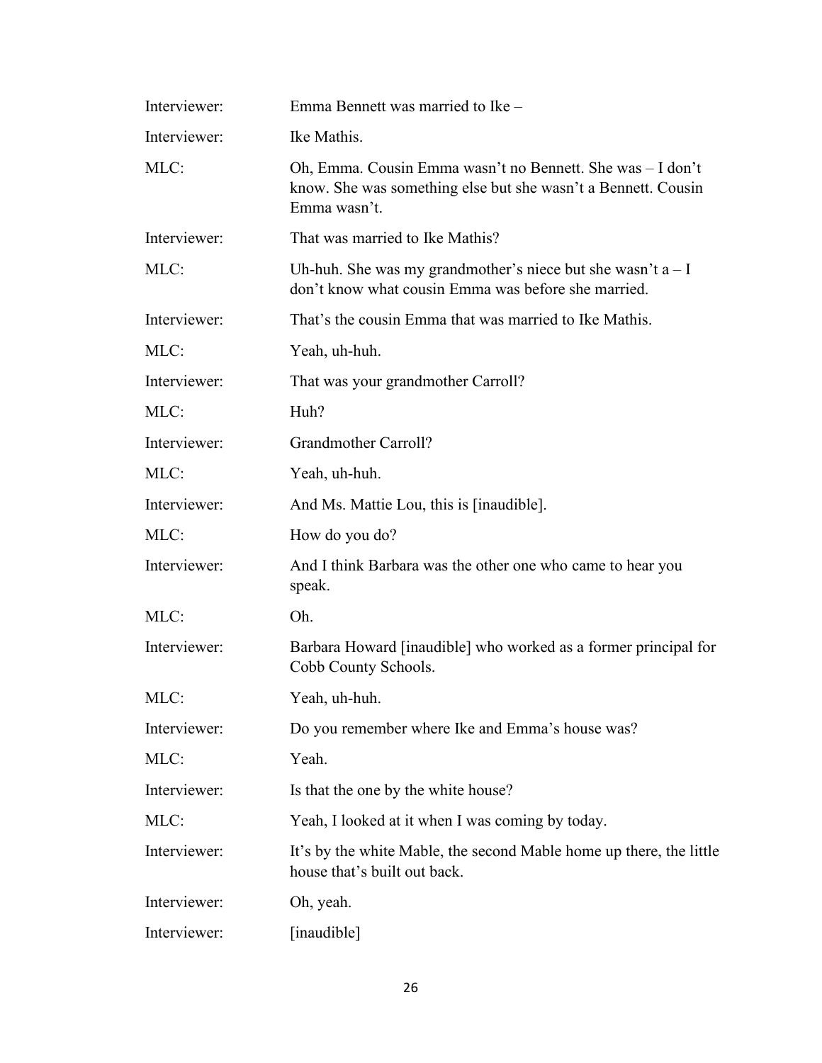Interviewer: Emma Bennett was married to Ike –

Interviewer: Ike Mathis.

MLC: Oh, Emma. Cousin Emma wasn't no Bennett. She was – I don't know. She was something else but she wasn't a Bennett. Cousin Emma wasn't.

Interviewer: That was married to Ike Mathis?

MLC: Uh-huh. She was my grandmother's niece but she wasn't a – I don't know what cousin Emma was before she married.

Interviewer: That's the cousin Emma that was married to Ike Mathis.

MLC: Yeah, uh-huh.

Interviewer: That was your grandmother Carroll?

MLC: Huh?

Interviewer: Grandmother Carroll?

MLC: Yeah, uh-huh.

Interviewer: And Ms. Mattie Lou, this is [inaudible].

MLC: How do you do?

Interviewer: And I think Barbara was the other one who came to hear you speak.

MLC: Oh.

Interviewer: Barbara Howard [inaudible] who worked as a former principal for Cobb County Schools.

MLC: Yeah, uh-huh.

Interviewer: Do you remember where Ike and Emma's house was?

MLC: Yeah.

Interviewer: Is that the one by the white house?

MLC: Yeah, I looked at it when I was coming by today.

Interviewer: It's by the white Mable, the second Mable home up there, the little house that's built out back.

Interviewer: Oh, yeah.

Interviewer: [inaudible]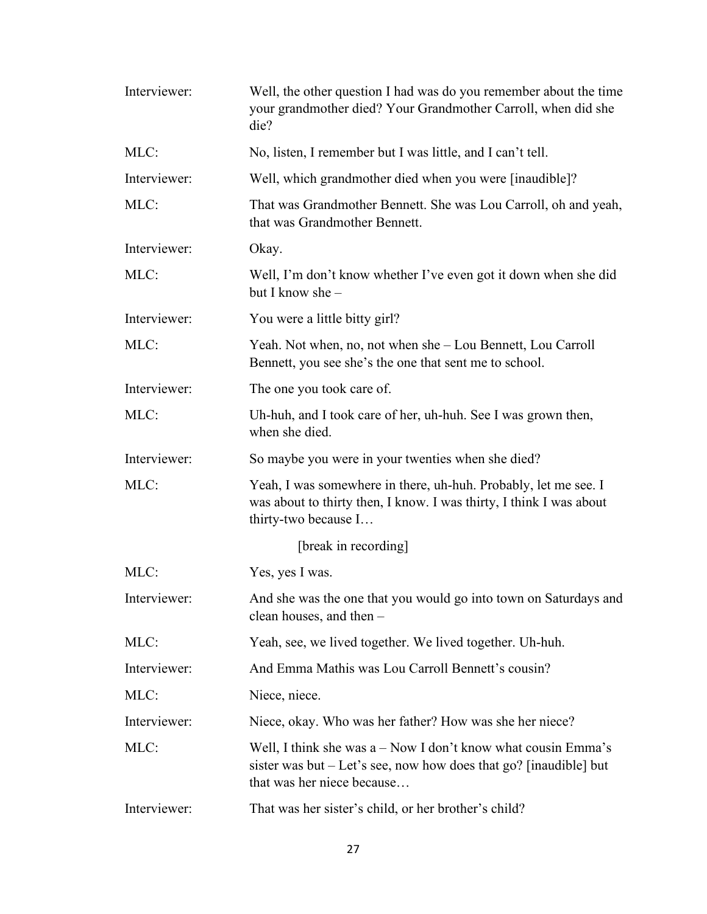Interviewer: Well, the other question I had was do you remember about the time your grandmother died? Your Grandmother Carroll, when did she die?

MLC: No, listen, I remember but I was little, and I can't tell.

Interviewer: Well, which grandmother died when you were [inaudible]?

MLC: That was Grandmother Bennett. She was Lou Carroll, oh and yeah, that was Grandmother Bennett.

Interviewer: Okay.

MLC: Well, I'm don't know whether I've even got it down when she did but I know she –

Interviewer: You were a little bitty girl?

MLC: Yeah. Not when, no, not when she – Lou Bennett, Lou Carroll Bennett, you see she's the one that sent me to school.

Interviewer: The one you took care of.

MLC: Uh-huh, and I took care of her, uh-huh. See I was grown then, when she died.

Interviewer: So maybe you were in your twenties when she died?

MLC: Yeah, I was somewhere in there, uh-huh. Probably, let me see. I was about to thirty then, I know. I was thirty, I think I was about thirty-two because I…

[break in recording]

MLC: Yes, yes I was.

Interviewer: And she was the one that you would go into town on Saturdays and clean houses, and then –

MLC: Yeah, see, we lived together. We lived together. Uh-huh.

Interviewer: And Emma Mathis was Lou Carroll Bennett's cousin?

MLC: Niece, niece.

Interviewer: Niece, okay. Who was her father? How was she her niece?

MLC: Well, I think she was a – Now I don't know what cousin Emma's sister was but – Let's see, now how does that go? [inaudible] but that was her niece because…

Interviewer: That was her sister's child, or her brother's child?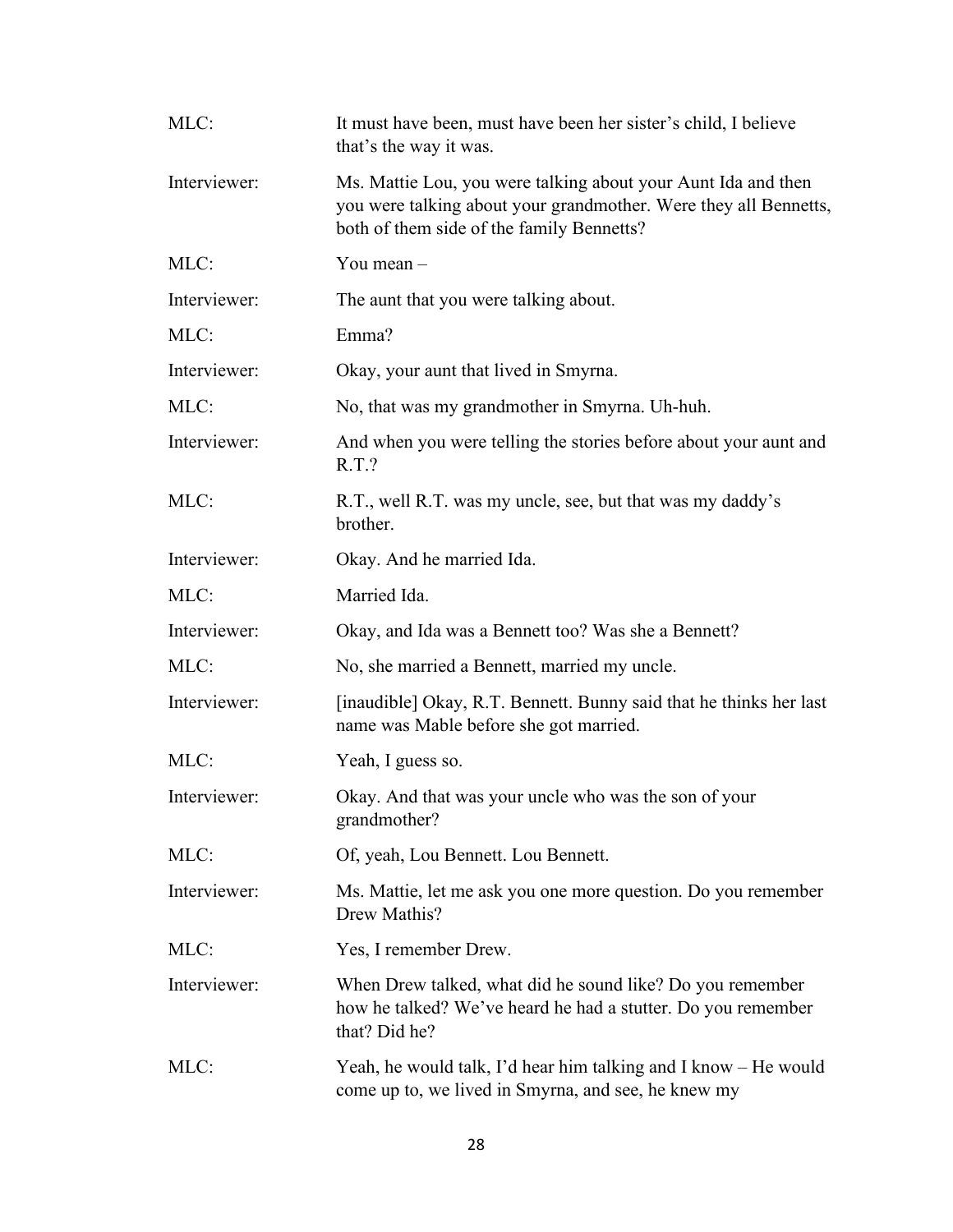MLC: It must have been, must have been her sister's child, I believe that's the way it was.

Interviewer: Ms. Mattie Lou, you were talking about your Aunt Ida and then you were talking about your grandmother. Were they all Bennetts, both of them side of the family Bennetts?

MLC: You mean –

Interviewer: The aunt that you were talking about.

MLC: Emma?

Interviewer: Okay, your aunt that lived in Smyrna.

MLC: No, that was my grandmother in Smyrna. Uh-huh.

Interviewer: And when you were telling the stories before about your aunt and R.T.?

MLC: R.T., well R.T. was my uncle, see, but that was my daddy's brother.

Interviewer: Okay. And he married Ida.

MLC: Married Ida.

Interviewer: Okay, and Ida was a Bennett too? Was she a Bennett?

MLC: No, she married a Bennett, married my uncle.

Interviewer: [inaudible] Okay, R.T. Bennett. Bunny said that he thinks her last name was Mable before she got married.

MLC: Yeah, I guess so.

Interviewer: Okay. And that was your uncle who was the son of your grandmother?

MLC: Of, yeah, Lou Bennett. Lou Bennett.

Interviewer: Ms. Mattie, let me ask you one more question. Do you remember Drew Mathis?

MLC: Yes, I remember Drew.

Interviewer: When Drew talked, what did he sound like? Do you remember how he talked? We've heard he had a stutter. Do you remember that? Did he?

MLC: Yeah, he would talk, I'd hear him talking and I know – He would come up to, we lived in Smyrna, and see, he knew my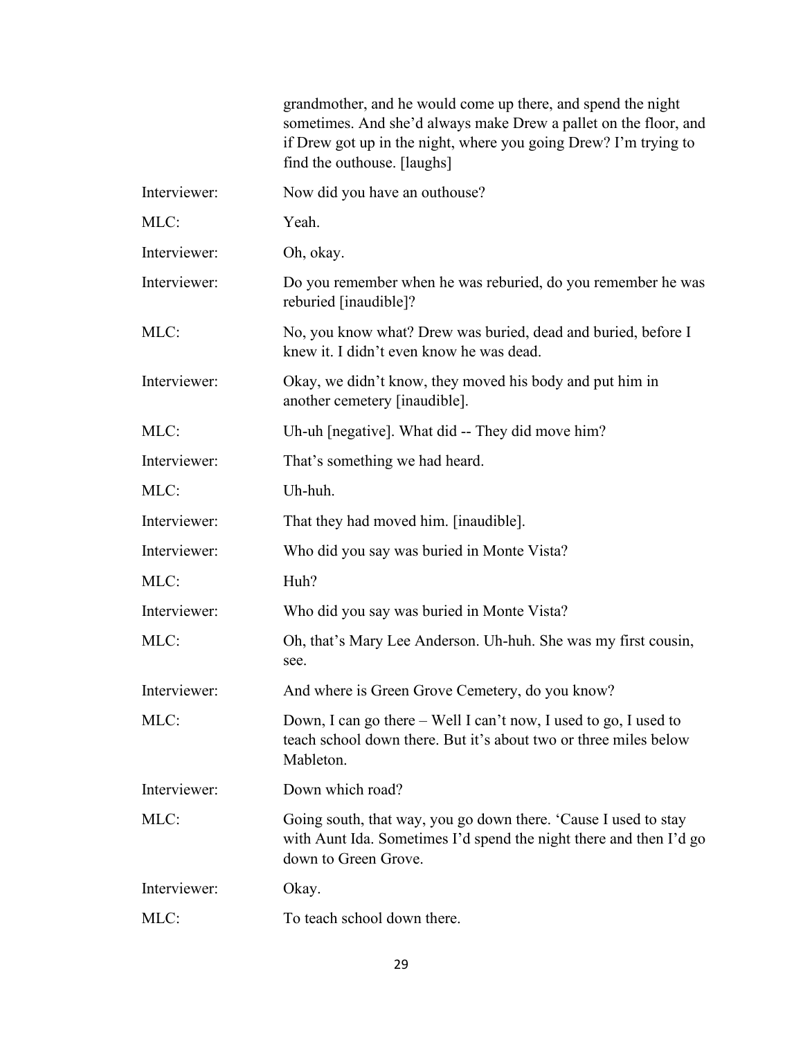grandmother, and he would come up there, and spend the night sometimes. And she'd always make Drew a pallet on the floor, and if Drew got up in the night, where you going Drew? I'm trying to find the outhouse. [laughs]

Interviewer: Now did you have an outhouse?

MLC: Yeah.

Interviewer: Oh, okay.

Interviewer: Do you remember when he was reburied, do you remember he was reburied [inaudible]?

MLC: No, you know what? Drew was buried, dead and buried, before I knew it. I didn't even know he was dead.

Interviewer: Okay, we didn't know, they moved his body and put him in another cemetery [inaudible].

MLC: Uh-uh [negative]. What did -- They did move him?

Interviewer: That's something we had heard.

MLC: Uh-huh.

Interviewer: That they had moved him. [inaudible].

Interviewer: Who did you say was buried in Monte Vista?

MLC: Huh?

Interviewer: Who did you say was buried in Monte Vista?

MLC: Oh, that's Mary Lee Anderson. Uh-huh. She was my first cousin, see.

Interviewer: And where is Green Grove Cemetery, do you know?

MLC: Down, I can go there – Well I can't now, I used to go, I used to teach school down there. But it's about two or three miles below Mableton.

Interviewer: Down which road?

MLC: Going south, that way, you go down there. 'Cause I used to stay with Aunt Ida. Sometimes I'd spend the night there and then I'd go down to Green Grove.

Interviewer: Okay.

MLC: To teach school down there.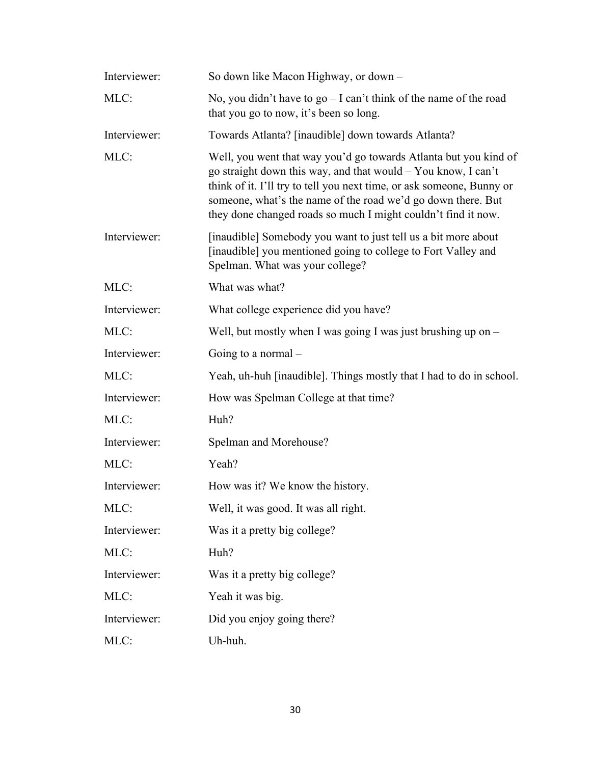Interviewer: So down like Macon Highway, or down –

MLC: No, you didn't have to go – I can't think of the name of the road that you go to now, it's been so long.

Interviewer: Towards Atlanta? [inaudible] down towards Atlanta?

MLC: Well, you went that way you'd go towards Atlanta but you kind of go straight down this way, and that would – You know, I can't think of it. I'll try to tell you next time, or ask someone, Bunny or someone, what's the name of the road we'd go down there. But they done changed roads so much I might couldn't find it now.

Interviewer: [inaudible] Somebody you want to just tell us a bit more about [inaudible] you mentioned going to college to Fort Valley and Spelman. What was your college?

MLC: What was what?

Interviewer: What college experience did you have?

MLC: Well, but mostly when I was going I was just brushing up on –

Interviewer: Going to a normal –

MLC: Yeah, uh-huh [inaudible]. Things mostly that I had to do in school.

Interviewer: How was Spelman College at that time?

MLC: Huh?

Interviewer: Spelman and Morehouse?

MLC: Yeah?

Interviewer: How was it? We know the history.

MLC: Well, it was good. It was all right.

Interviewer: Was it a pretty big college?

MLC: Huh?

Interviewer: Was it a pretty big college?

MLC: Yeah it was big.

Interviewer: Did you enjoy going there?

MLC: Uh-huh.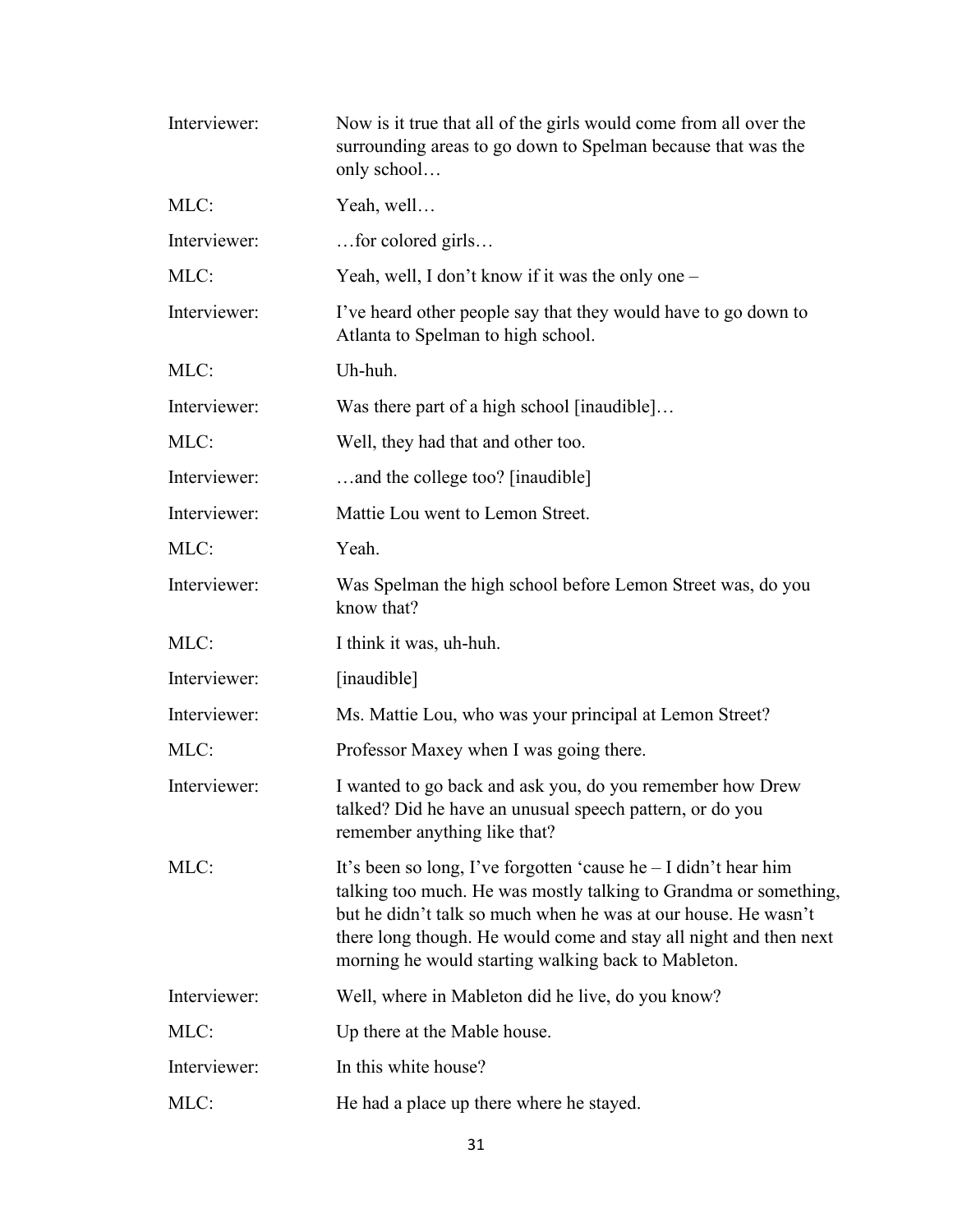Interviewer: Now is it true that all of the girls would come from all over the surrounding areas to go down to Spelman because that was the only school…

MLC: Yeah, well…

Interviewer: …for colored girls…

MLC: Yeah, well, I don't know if it was the only one –

Interviewer: I've heard other people say that they would have to go down to Atlanta to Spelman to high school.

MLC: Uh-huh.

Interviewer: Was there part of a high school [inaudible]…

MLC: Well, they had that and other too.

Interviewer: …and the college too? [inaudible]

Interviewer: Mattie Lou went to Lemon Street.

MLC: Yeah.

Interviewer: Was Spelman the high school before Lemon Street was, do you know that?

MLC: I think it was, uh-huh.

Interviewer: [inaudible]

Interviewer: Ms. Mattie Lou, who was your principal at Lemon Street?

MLC: Professor Maxey when I was going there.

Interviewer: I wanted to go back and ask you, do you remember how Drew talked? Did he have an unusual speech pattern, or do you remember anything like that?

MLC: It's been so long, I've forgotten 'cause he – I didn't hear him talking too much. He was mostly talking to Grandma or something, but he didn't talk so much when he was at our house. He wasn't there long though. He would come and stay all night and then next morning he would starting walking back to Mableton.

Interviewer: Well, where in Mableton did he live, do you know?

MLC: Up there at the Mable house.

Interviewer: In this white house?

MLC: He had a place up there where he stayed.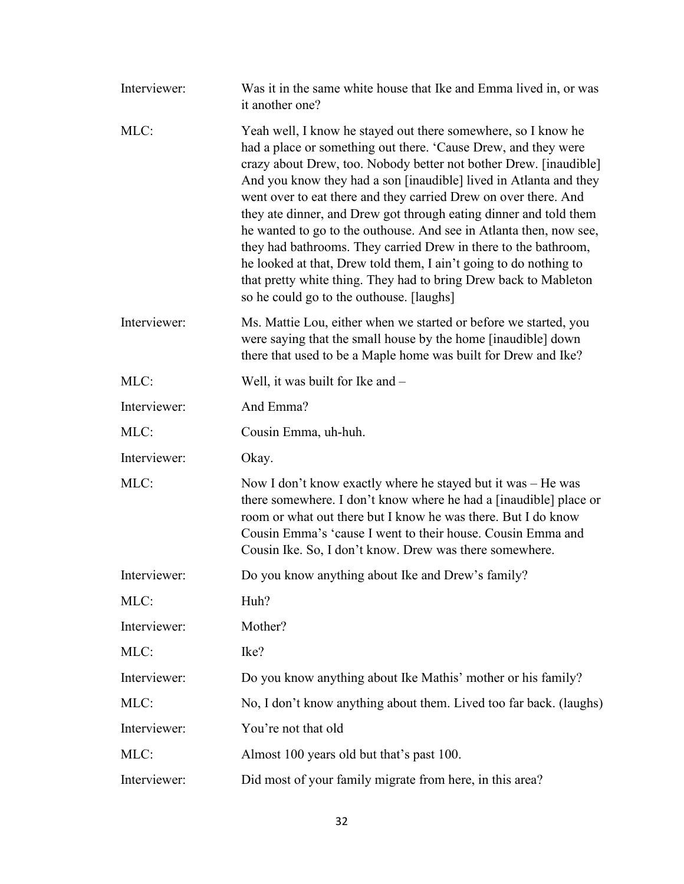Interviewer: Was it in the same white house that Ike and Emma lived in, or was it another one?

MLC: Yeah well, I know he stayed out there somewhere, so I know he had a place or something out there. 'Cause Drew, and they were crazy about Drew, too. Nobody better not bother Drew. [inaudible] And you know they had a son [inaudible] lived in Atlanta and they went over to eat there and they carried Drew on over there. And they ate dinner, and Drew got through eating dinner and told them he wanted to go to the outhouse. And see in Atlanta then, now see, they had bathrooms. They carried Drew in there to the bathroom, he looked at that, Drew told them, I ain't going to do nothing to that pretty white thing. They had to bring Drew back to Mableton so he could go to the outhouse. [laughs]

Interviewer: Ms. Mattie Lou, either when we started or before we started, you were saying that the small house by the home [inaudible] down there that used to be a Maple home was built for Drew and Ike?

MLC: Well, it was built for Ike and –

Interviewer: And Emma?

MLC: Cousin Emma, uh-huh.

Interviewer: Okay.

MLC: Now I don't know exactly where he stayed but it was – He was there somewhere. I don't know where he had a [inaudible] place or room or what out there but I know he was there. But I do know Cousin Emma's 'cause I went to their house. Cousin Emma and Cousin Ike. So, I don't know. Drew was there somewhere.

Interviewer: Do you know anything about Ike and Drew's family?

MLC: Huh?

Interviewer: Mother?

MLC: Ike?

Interviewer: Do you know anything about Ike Mathis' mother or his family?

MLC: No, I don't know anything about them. Lived too far back. (laughs)

Interviewer: You're not that old

MLC: Almost 100 years old but that's past 100.

Interviewer: Did most of your family migrate from here, in this area?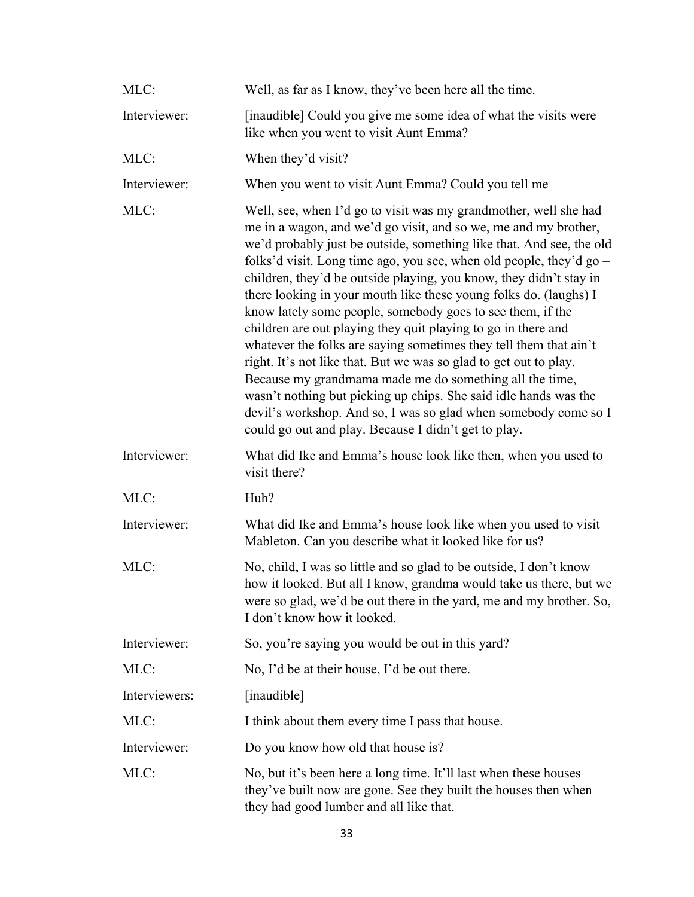MLC: Well, as far as I know, they've been here all the time.

Interviewer: [inaudible] Could you give me some idea of what the visits were like when you went to visit Aunt Emma?

MLC: When they'd visit?

Interviewer: When you went to visit Aunt Emma? Could you tell me –

MLC: Well, see, when I'd go to visit was my grandmother, well she had me in a wagon, and we'd go visit, and so we, me and my brother, we'd probably just be outside, something like that. And see, the old folks'd visit. Long time ago, you see, when old people, they'd go – children, they'd be outside playing, you know, they didn't stay in there looking in your mouth like these young folks do. (laughs) I know lately some people, somebody goes to see them, if the children are out playing they quit playing to go in there and whatever the folks are saying sometimes they tell them that ain't right. It's not like that. But we was so glad to get out to play. Because my grandmama made me do something all the time, wasn't nothing but picking up chips. She said idle hands was the devil's workshop. And so, I was so glad when somebody come so I could go out and play. Because I didn't get to play.

Interviewer: What did Ike and Emma's house look like then, when you used to visit there?

MLC: Huh?

Interviewer: What did Ike and Emma's house look like when you used to visit Mableton. Can you describe what it looked like for us?

MLC: No, child, I was so little and so glad to be outside, I don't know how it looked. But all I know, grandma would take us there, but we were so glad, we'd be out there in the yard, me and my brother. So, I don't know how it looked.

Interviewer: So, you're saying you would be out in this yard?

MLC: No, I'd be at their house, I'd be out there.

Interviewers: [inaudible]

MLC: I think about them every time I pass that house.

Interviewer: Do you know how old that house is?

MLC: No, but it's been here a long time. It'll last when these houses they've built now are gone. See they built the houses then when they had good lumber and all like that.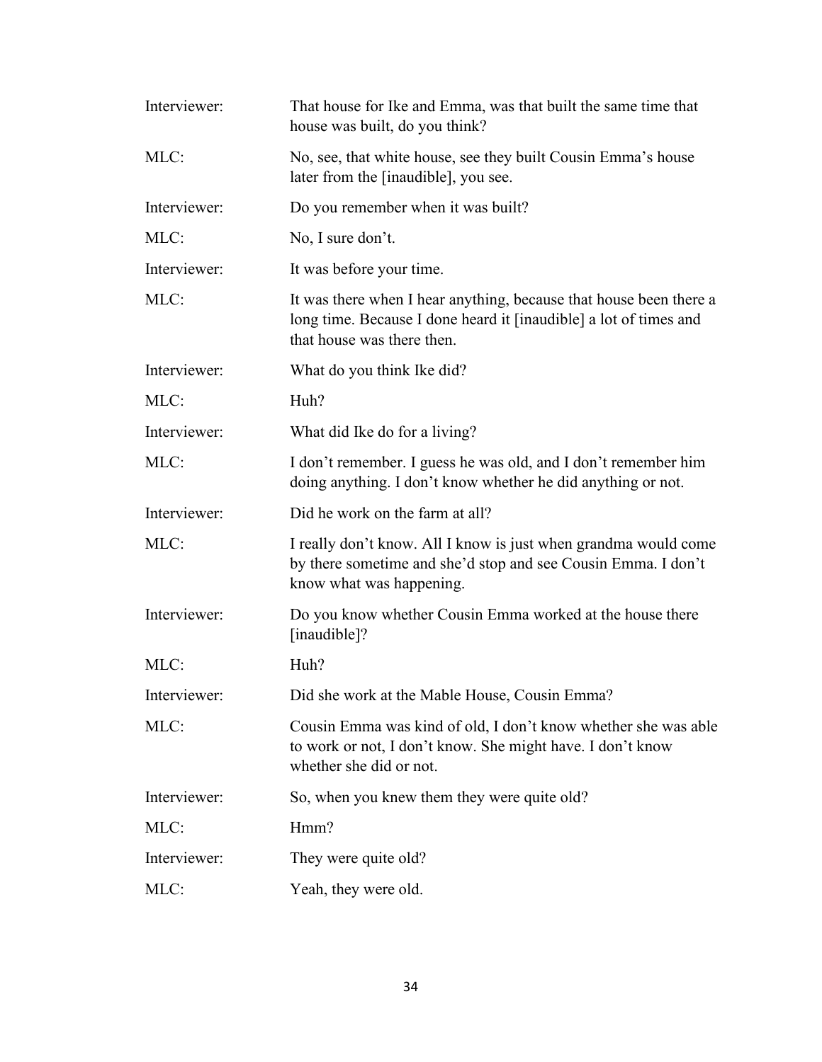Interviewer: That house for Ike and Emma, was that built the same time that house was built, do you think?

MLC: No, see, that white house, see they built Cousin Emma's house later from the [inaudible], you see.

Interviewer: Do you remember when it was built?

MLC: No, I sure don't.

Interviewer: It was before your time.

MLC: It was there when I hear anything, because that house been there a long time. Because I done heard it [inaudible] a lot of times and that house was there then.

Interviewer: What do you think Ike did?

MLC: Huh?

Interviewer: What did Ike do for a living?

MLC: I don't remember. I guess he was old, and I don't remember him doing anything. I don't know whether he did anything or not.

Interviewer: Did he work on the farm at all?

MLC: I really don't know. All I know is just when grandma would come by there sometime and she'd stop and see Cousin Emma. I don't know what was happening.

Interviewer: Do you know whether Cousin Emma worked at the house there [inaudible]?

MLC: Huh?

Interviewer: Did she work at the Mable House, Cousin Emma?

MLC: Cousin Emma was kind of old, I don't know whether she was able to work or not, I don't know. She might have. I don't know whether she did or not.

Interviewer: So, when you knew them they were quite old?

MLC: Hmm?

Interviewer: They were quite old?

MLC: Yeah, they were old.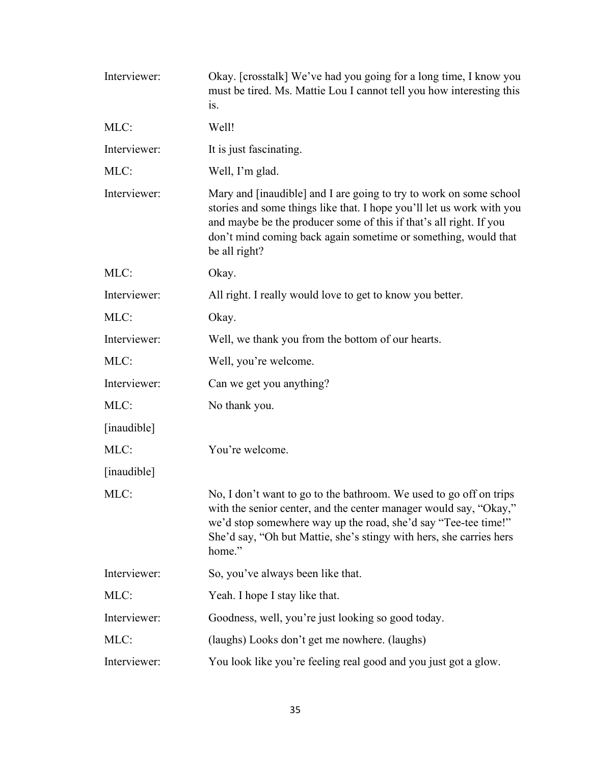Interviewer: Okay. [crosstalk] We've had you going for a long time, I know you must be tired. Ms. Mattie Lou I cannot tell you how interesting this is.

MLC: Well!

Interviewer: It is just fascinating.

MLC: Well, I'm glad.

Interviewer: Mary and [inaudible] and I are going to try to work on some school stories and some things like that. I hope you'll let us work with you and maybe be the producer some of this if that's all right. If you don't mind coming back again sometime or something, would that be all right?

MLC: Okay.

Interviewer: All right. I really would love to get to know you better.

MLC: Okay.

Interviewer: Well, we thank you from the bottom of our hearts.

MLC: Well, you're welcome.

Interviewer: Can we get you anything?

MLC: No thank you.

[inaudible]

MLC: You're welcome.

[inaudible]

MLC: No, I don't want to go to the bathroom. We used to go off on trips with the senior center, and the center manager would say, "Okay," we'd stop somewhere way up the road, she'd say "Tee-tee time!" She'd say, "Oh but Mattie, she's stingy with hers, she carries hers home."

Interviewer: So, you've always been like that.

MLC: Yeah. I hope I stay like that.

Interviewer: Goodness, well, you're just looking so good today.

MLC: (laughs) Looks don't get me nowhere. (laughs)

Interviewer: You look like you're feeling real good and you just got a glow.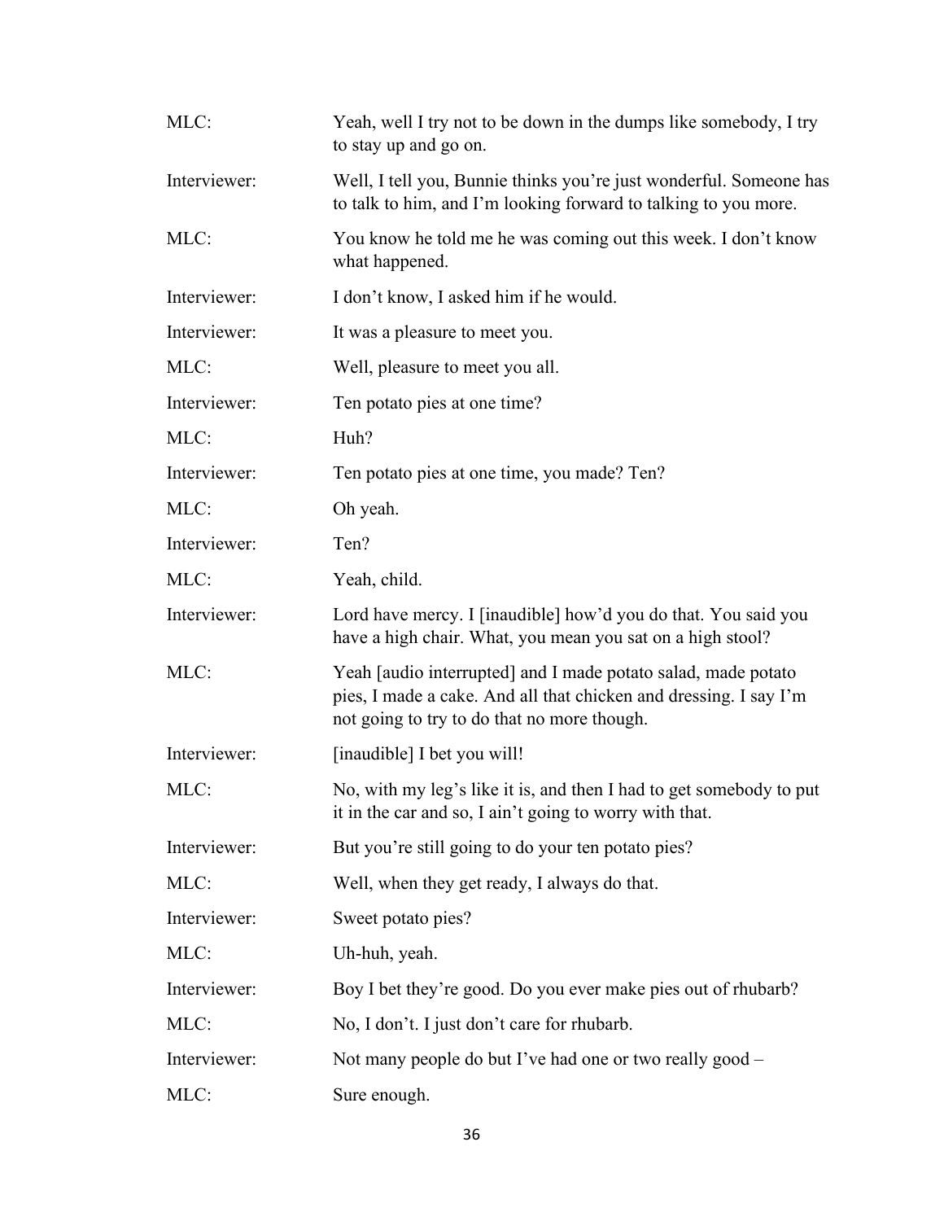MLC: Yeah, well I try not to be down in the dumps like somebody, I try to stay up and go on.

Interviewer: Well, I tell you, Bunnie thinks you're just wonderful. Someone has to talk to him, and I'm looking forward to talking to you more.

MLC: You know he told me he was coming out this week. I don't know what happened.

Interviewer: I don't know, I asked him if he would.

Interviewer: It was a pleasure to meet you.

MLC: Well, pleasure to meet you all.

Interviewer: Ten potato pies at one time?

MLC: Huh?

Interviewer: Ten potato pies at one time, you made? Ten?

MLC: Oh yeah.

Interviewer: Ten?

MLC: Yeah, child.

Interviewer: Lord have mercy. I [inaudible] how'd you do that. You said you have a high chair. What, you mean you sat on a high stool?

MLC: Yeah [audio interrupted] and I made potato salad, made potato pies, I made a cake. And all that chicken and dressing. I say I'm not going to try to do that no more though.

Interviewer: [inaudible] I bet you will!

MLC: No, with my leg's like it is, and then I had to get somebody to put it in the car and so, I ain't going to worry with that.

Interviewer: But you're still going to do your ten potato pies?

MLC: Well, when they get ready, I always do that.

Interviewer: Sweet potato pies?

MLC: Uh-huh, yeah.

Interviewer: Boy I bet they're good. Do you ever make pies out of rhubarb?

MLC: No, I don't. I just don't care for rhubarb.

Interviewer: Not many people do but I've had one or two really good –

MLC: Sure enough.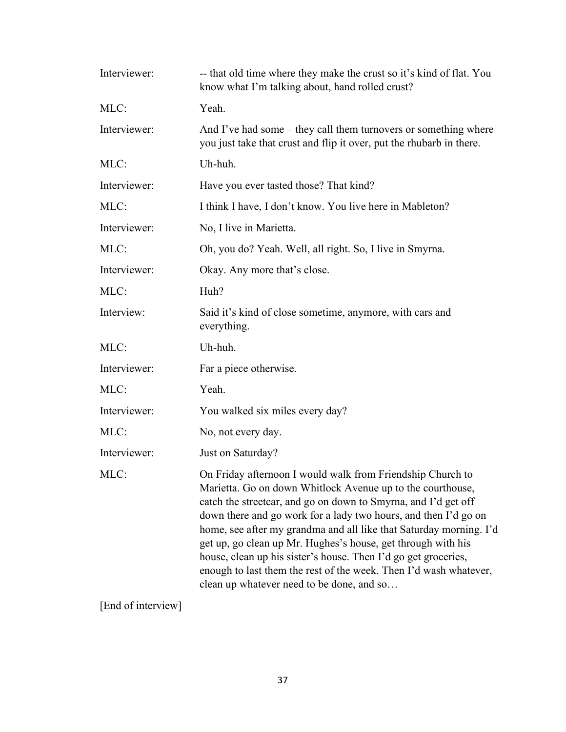Interviewer: -- that old time where they make the crust so it's kind of flat. You know what I'm talking about, hand rolled crust?

MLC: Yeah.

Interviewer: And I've had some – they call them turnovers or something where you just take that crust and flip it over, put the rhubarb in there.

MLC: Uh-huh.

Interviewer: Have you ever tasted those? That kind?

MLC: I think I have, I don't know. You live here in Mableton?

Interviewer: No, I live in Marietta.

MLC: Oh, you do? Yeah. Well, all right. So, I live in Smyrna.

Interviewer: Okay. Any more that's close.

MLC: Huh?

Interview: Said it's kind of close sometime, anymore, with cars and everything.

MLC: Uh-huh.

Interviewer: Far a piece otherwise.

MLC: Yeah.

Interviewer: You walked six miles every day?

MLC: No, not every day.

Interviewer: Just on Saturday?

MLC: On Friday afternoon I would walk from Friendship Church to Marietta. Go on down Whitlock Avenue up to the courthouse, catch the streetcar, and go on down to Smyrna, and I'd get off down there and go work for a lady two hours, and then I'd go on home, see after my grandma and all like that Saturday morning. I'd get up, go clean up Mr. Hughes's house, get through with his house, clean up his sister's house. Then I'd go get groceries, enough to last them the rest of the week. Then I'd wash whatever, clean up whatever need to be done, and so…

[End of interview]